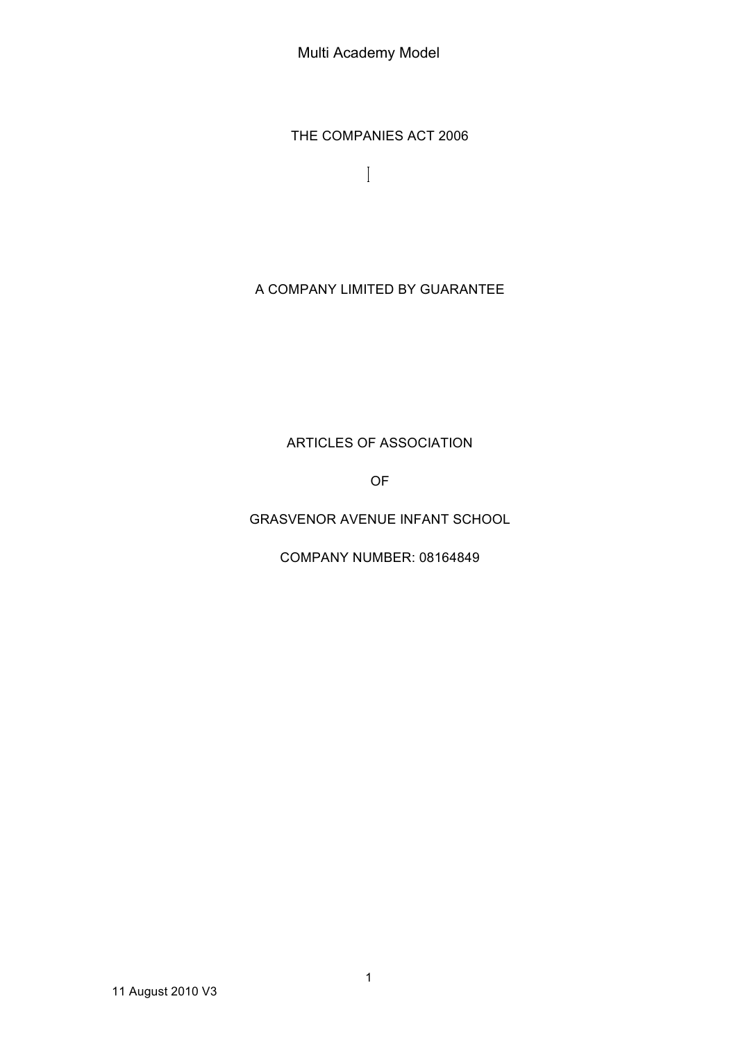Multi Academy Model

THE COMPANIES ACT 2006

A COMPANY LIMITED BY GUARANTEE

ARTICLES OF ASSOCIATION

OF

GRASVENOR AVENUE INFANT SCHOOL

COMPANY NUMBER: 08164849

11 August 2010 V3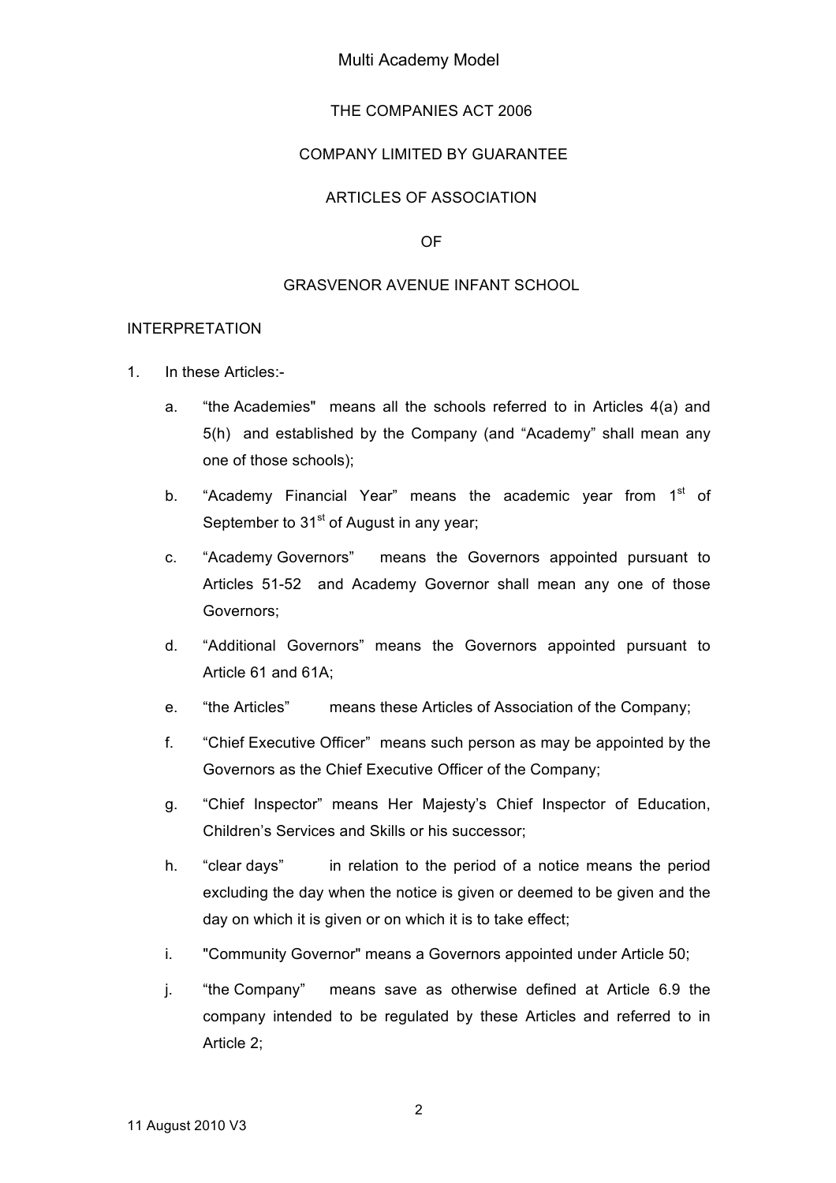THE COMPANIES ACT 2006

COMPANY LIMITED BY GUARANTEE

ARTICLES OF ASSOCIATION

OF

GRASVENOR AVENUE INFANT SCHOOL

INTERPRETATION

1. In these Articles:-

    a. "the Academies" means all the schools referred to in Articles 4(a) and 5(h) and established by the Company (and "Academy" shall mean any one of those schools);

    b. "Academy Financial Year" means the academic year from 1st of September to 31st of August in any year;

    c. "Academy Governors" means the Governors appointed pursuant to Articles 51-52 and Academy Governor shall mean any one of those Governors;

    d. "Additional Governors" means the Governors appointed pursuant to Article 61 and 61A;

    e. "the Articles" means these Articles of Association of the Company;

    f. "Chief Executive Officer" means such person as may be appointed by the Governors as the Chief Executive Officer of the Company;

    g. "Chief Inspector" means Her Majesty's Chief Inspector of Education, Children's Services and Skills or his successor;

    h. "clear days" in relation to the period of a notice means the period excluding the day when the notice is given or deemed to be given and the day on which it is given or on which it is to take effect;

    i. "Community Governor" means a Governors appointed under Article 50;

    j. "the Company" means save as otherwise defined at Article 6.9 the company intended to be regulated by these Articles and referred to in Article 2;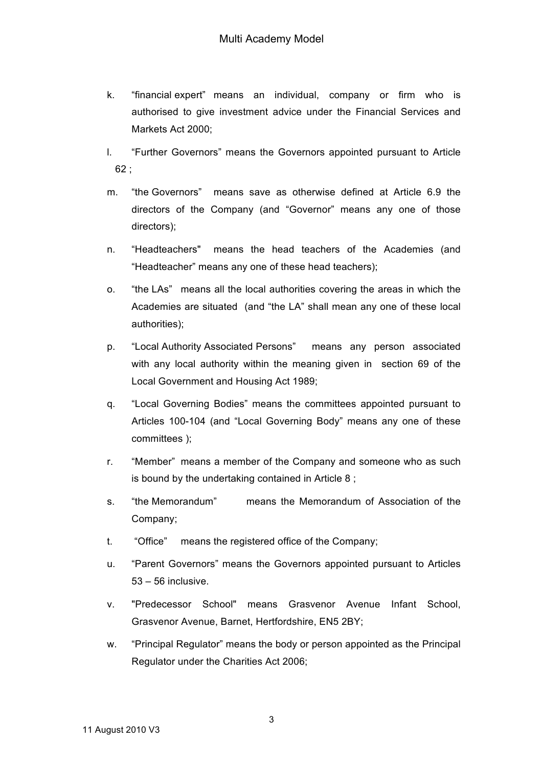k. "financial expert" means an individual, company or firm who is authorised to give investment advice under the Financial Services and Markets Act 2000;

l. "Further Governors" means the Governors appointed pursuant to Article 62 ;

m. "the Governors" means save as otherwise defined at Article 6.9 the directors of the Company (and "Governor" means any one of those directors);

n. "Headteachers" means the head teachers of the Academies (and "Headteacher" means any one of these head teachers);

o. "the LAs" means all the local authorities covering the areas in which the Academies are situated (and "the LA" shall mean any one of these local authorities);

p. "Local Authority Associated Persons" means any person associated with any local authority within the meaning given in section 69 of the Local Government and Housing Act 1989;

q. "Local Governing Bodies" means the committees appointed pursuant to Articles 100-104 (and "Local Governing Body" means any one of these committees );

r. "Member" means a member of the Company and someone who as such is bound by the undertaking contained in Article 8 ;

s. "the Memorandum" means the Memorandum of Association of the Company;

t. "Office" means the registered office of the Company;

u. "Parent Governors" means the Governors appointed pursuant to Articles 53 – 56 inclusive.

v. "Predecessor School" means Grasvenor Avenue Infant School, Grasvenor Avenue, Barnet, Hertfordshire, EN5 2BY;

w. "Principal Regulator" means the body or person appointed as the Principal Regulator under the Charities Act 2006;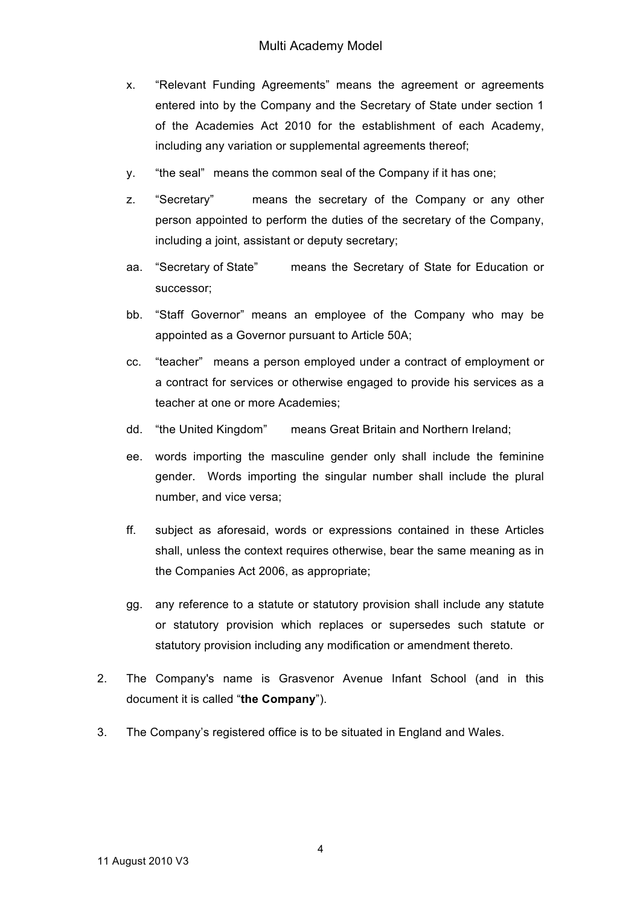x. "Relevant Funding Agreements" means the agreement or agreements entered into by the Company and the Secretary of State under section 1 of the Academies Act 2010 for the establishment of each Academy, including any variation or supplemental agreements thereof;

y. "the seal" means the common seal of the Company if it has one;

z. "Secretary" means the secretary of the Company or any other person appointed to perform the duties of the secretary of the Company, including a joint, assistant or deputy secretary;

aa. "Secretary of State" means the Secretary of State for Education or successor;

bb. "Staff Governor" means an employee of the Company who may be appointed as a Governor pursuant to Article 50A;

cc. "teacher" means a person employed under a contract of employment or a contract for services or otherwise engaged to provide his services as a teacher at one or more Academies;

dd. "the United Kingdom" means Great Britain and Northern Ireland;

ee. words importing the masculine gender only shall include the feminine gender. Words importing the singular number shall include the plural number, and vice versa;

ff. subject as aforesaid, words or expressions contained in these Articles shall, unless the context requires otherwise, bear the same meaning as in the Companies Act 2006, as appropriate;

gg. any reference to a statute or statutory provision shall include any statute or statutory provision which replaces or supersedes such statute or statutory provision including any modification or amendment thereto.

2. The Company's name is Grasvenor Avenue Infant School (and in this document it is called "**the Company**").

3. The Company's registered office is to be situated in England and Wales.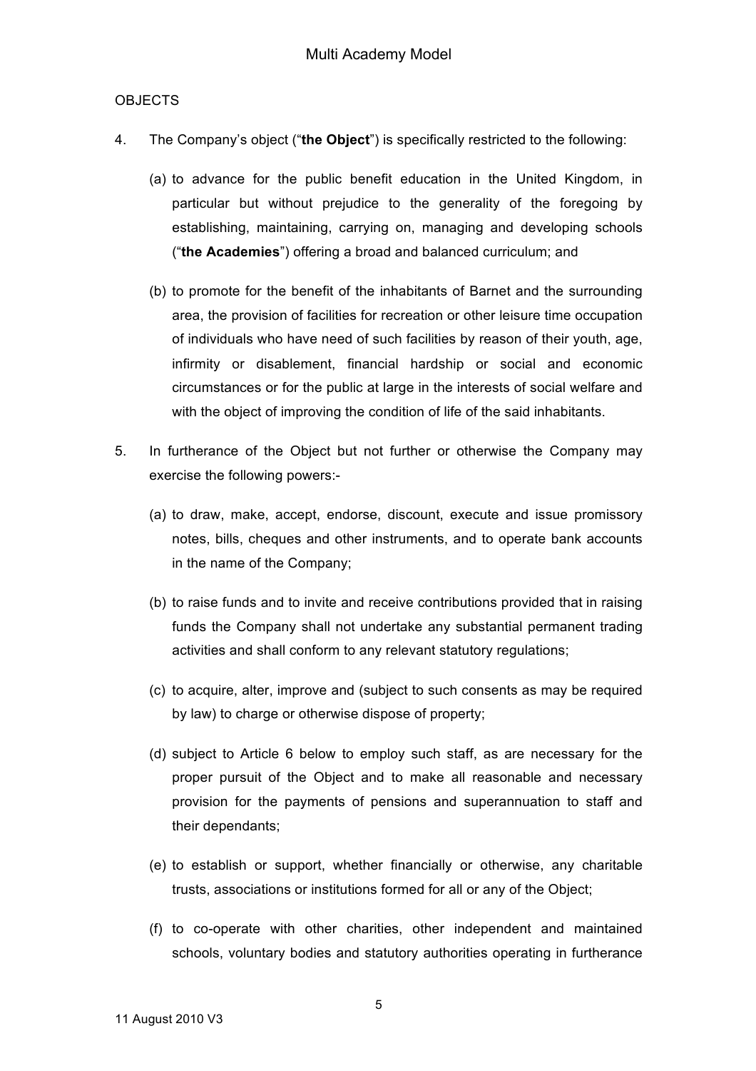OBJECTS

4. The Company's object ("**the Object**") is specifically restricted to the following:

   (a) to advance for the public benefit education in the United Kingdom, in particular but without prejudice to the generality of the foregoing by establishing, maintaining, carrying on, managing and developing schools ("**the Academies**") offering a broad and balanced curriculum; and

   (b) to promote for the benefit of the inhabitants of Barnet and the surrounding area, the provision of facilities for recreation or other leisure time occupation of individuals who have need of such facilities by reason of their youth, age, infirmity or disablement, financial hardship or social and economic circumstances or for the public at large in the interests of social welfare and with the object of improving the condition of life of the said inhabitants.

5. In furtherance of the Object but not further or otherwise the Company may exercise the following powers:-

   (a) to draw, make, accept, endorse, discount, execute and issue promissory notes, bills, cheques and other instruments, and to operate bank accounts in the name of the Company;

   (b) to raise funds and to invite and receive contributions provided that in raising funds the Company shall not undertake any substantial permanent trading activities and shall conform to any relevant statutory regulations;

   (c) to acquire, alter, improve and (subject to such consents as may be required by law) to charge or otherwise dispose of property;

   (d) subject to Article 6 below to employ such staff, as are necessary for the proper pursuit of the Object and to make all reasonable and necessary provision for the payments of pensions and superannuation to staff and their dependants;

   (e) to establish or support, whether financially or otherwise, any charitable trusts, associations or institutions formed for all or any of the Object;

   (f) to co-operate with other charities, other independent and maintained schools, voluntary bodies and statutory authorities operating in furtherance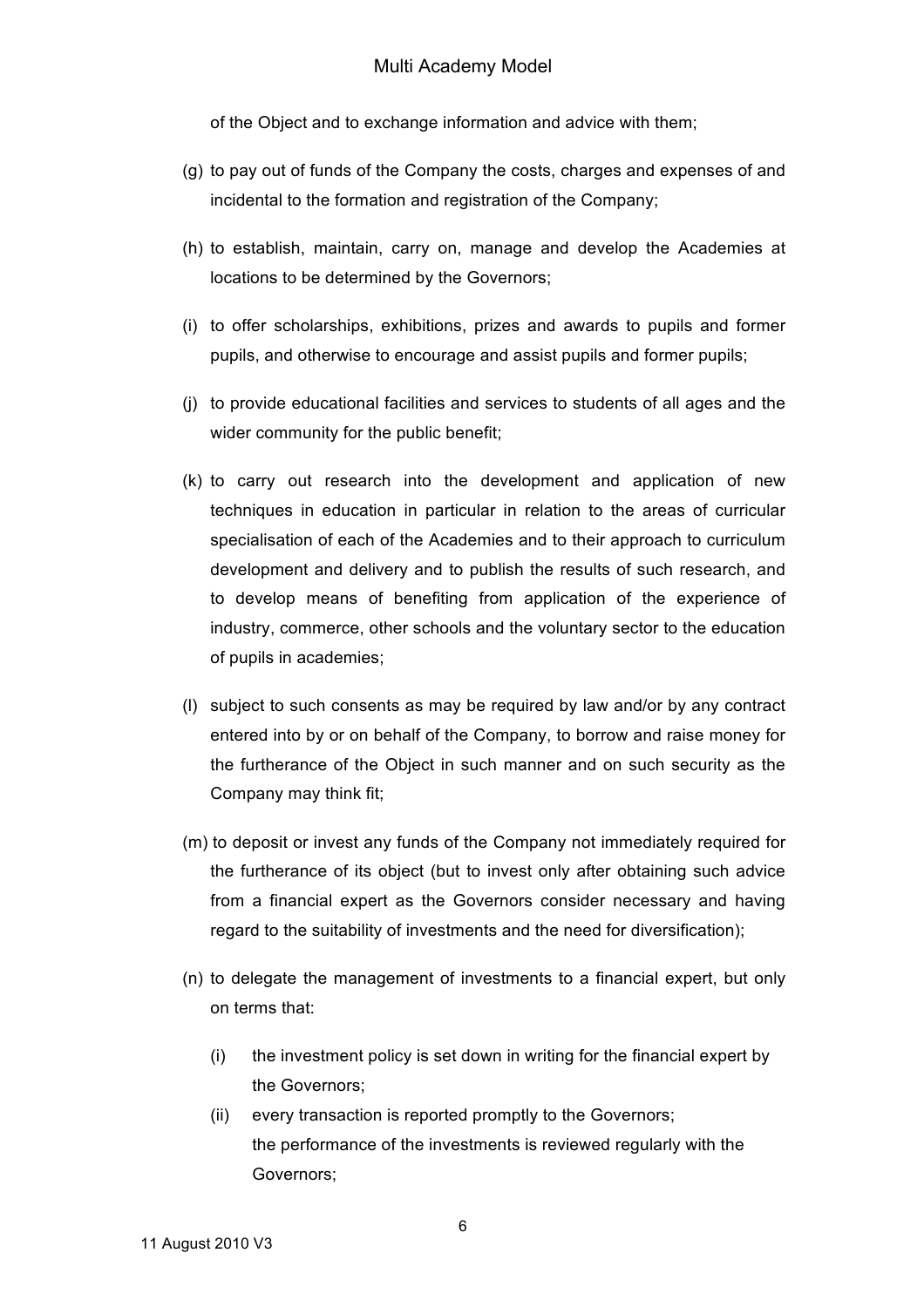of the Object and to exchange information and advice with them;

(g) to pay out of funds of the Company the costs, charges and expenses of and incidental to the formation and registration of the Company;

(h) to establish, maintain, carry on, manage and develop the Academies at locations to be determined by the Governors;

(i) to offer scholarships, exhibitions, prizes and awards to pupils and former pupils, and otherwise to encourage and assist pupils and former pupils;

(j) to provide educational facilities and services to students of all ages and the wider community for the public benefit;

(k) to carry out research into the development and application of new techniques in education in particular in relation to the areas of curricular specialisation of each of the Academies and to their approach to curriculum development and delivery and to publish the results of such research, and to develop means of benefiting from application of the experience of industry, commerce, other schools and the voluntary sector to the education of pupils in academies;

(l) subject to such consents as may be required by law and/or by any contract entered into by or on behalf of the Company, to borrow and raise money for the furtherance of the Object in such manner and on such security as the Company may think fit;

(m) to deposit or invest any funds of the Company not immediately required for the furtherance of its object (but to invest only after obtaining such advice from a financial expert as the Governors consider necessary and having regard to the suitability of investments and the need for diversification);

(n) to delegate the management of investments to a financial expert, but only on terms that:

   (i) the investment policy is set down in writing for the financial expert by the Governors;

   (ii) every transaction is reported promptly to the Governors;
   the performance of the investments is reviewed regularly with the Governors;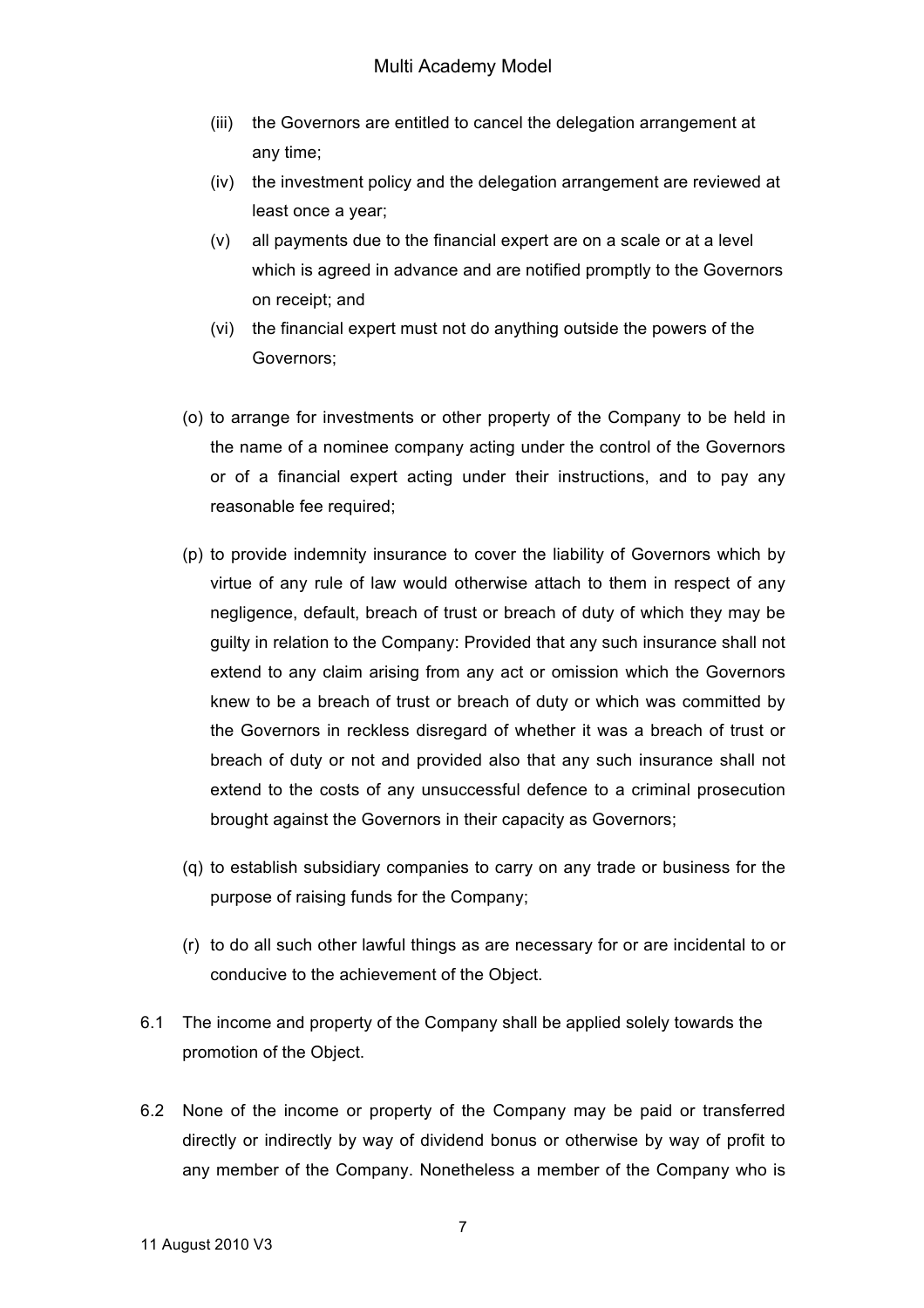(iii) the Governors are entitled to cancel the delegation arrangement at any time;

(iv) the investment policy and the delegation arrangement are reviewed at least once a year;

(v) all payments due to the financial expert are on a scale or at a level which is agreed in advance and are notified promptly to the Governors on receipt; and

(vi) the financial expert must not do anything outside the powers of the Governors;

(o) to arrange for investments or other property of the Company to be held in the name of a nominee company acting under the control of the Governors or of a financial expert acting under their instructions, and to pay any reasonable fee required;

(p) to provide indemnity insurance to cover the liability of Governors which by virtue of any rule of law would otherwise attach to them in respect of any negligence, default, breach of trust or breach of duty of which they may be guilty in relation to the Company: Provided that any such insurance shall not extend to any claim arising from any act or omission which the Governors knew to be a breach of trust or breach of duty or which was committed by the Governors in reckless disregard of whether it was a breach of trust or breach of duty or not and provided also that any such insurance shall not extend to the costs of any unsuccessful defence to a criminal prosecution brought against the Governors in their capacity as Governors;

(q) to establish subsidiary companies to carry on any trade or business for the purpose of raising funds for the Company;

(r) to do all such other lawful things as are necessary for or are incidental to or conducive to the achievement of the Object.

6.1 The income and property of the Company shall be applied solely towards the promotion of the Object.

6.2 None of the income or property of the Company may be paid or transferred directly or indirectly by way of dividend bonus or otherwise by way of profit to any member of the Company. Nonetheless a member of the Company who is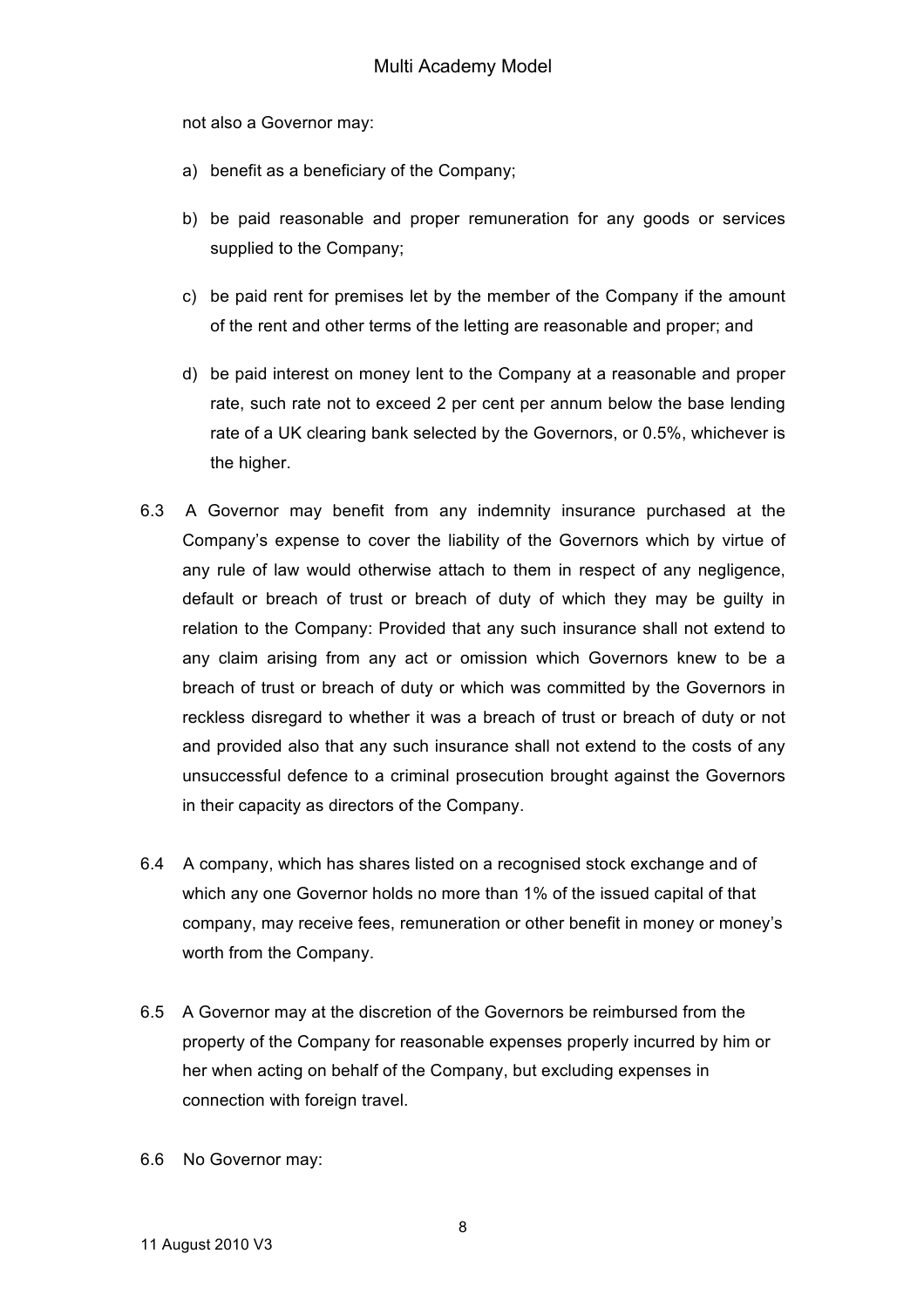not also a Governor may:

a) benefit as a beneficiary of the Company;

b) be paid reasonable and proper remuneration for any goods or services supplied to the Company;

c) be paid rent for premises let by the member of the Company if the amount of the rent and other terms of the letting are reasonable and proper; and

d) be paid interest on money lent to the Company at a reasonable and proper rate, such rate not to exceed 2 per cent per annum below the base lending rate of a UK clearing bank selected by the Governors, or 0.5%, whichever is the higher.

6.3 A Governor may benefit from any indemnity insurance purchased at the Company's expense to cover the liability of the Governors which by virtue of any rule of law would otherwise attach to them in respect of any negligence, default or breach of trust or breach of duty of which they may be guilty in relation to the Company: Provided that any such insurance shall not extend to any claim arising from any act or omission which Governors knew to be a breach of trust or breach of duty or which was committed by the Governors in reckless disregard to whether it was a breach of trust or breach of duty or not and provided also that any such insurance shall not extend to the costs of any unsuccessful defence to a criminal prosecution brought against the Governors in their capacity as directors of the Company.

6.4 A company, which has shares listed on a recognised stock exchange and of which any one Governor holds no more than 1% of the issued capital of that company, may receive fees, remuneration or other benefit in money or money's worth from the Company.

6.5 A Governor may at the discretion of the Governors be reimbursed from the property of the Company for reasonable expenses properly incurred by him or her when acting on behalf of the Company, but excluding expenses in connection with foreign travel.

6.6 No Governor may: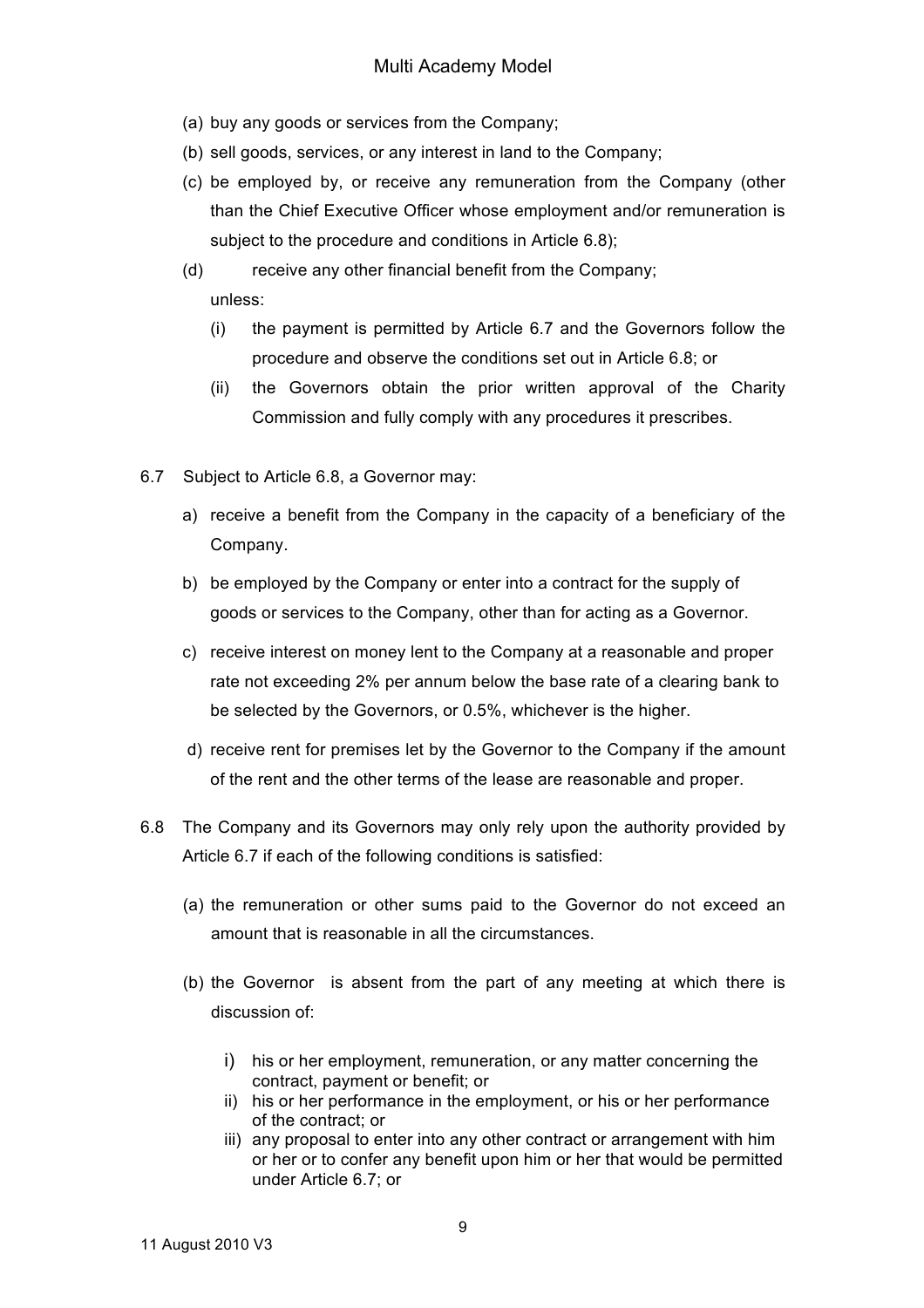(a) buy any goods or services from the Company;

(b) sell goods, services, or any interest in land to the Company;

(c) be employed by, or receive any remuneration from the Company (other than the Chief Executive Officer whose employment and/or remuneration is subject to the procedure and conditions in Article 6.8);

(d) receive any other financial benefit from the Company;

unless:

(i) the payment is permitted by Article 6.7 and the Governors follow the procedure and observe the conditions set out in Article 6.8; or

(ii) the Governors obtain the prior written approval of the Charity Commission and fully comply with any procedures it prescribes.

6.7 Subject to Article 6.8, a Governor may:

a) receive a benefit from the Company in the capacity of a beneficiary of the Company.

b) be employed by the Company or enter into a contract for the supply of goods or services to the Company, other than for acting as a Governor.

c) receive interest on money lent to the Company at a reasonable and proper rate not exceeding 2% per annum below the base rate of a clearing bank to be selected by the Governors, or 0.5%, whichever is the higher.

d) receive rent for premises let by the Governor to the Company if the amount of the rent and the other terms of the lease are reasonable and proper.

6.8 The Company and its Governors may only rely upon the authority provided by Article 6.7 if each of the following conditions is satisfied:

(a) the remuneration or other sums paid to the Governor do not exceed an amount that is reasonable in all the circumstances.

(b) the Governor is absent from the part of any meeting at which there is discussion of:

i) his or her employment, remuneration, or any matter concerning the contract, payment or benefit; or
ii) his or her performance in the employment, or his or her performance of the contract; or
iii) any proposal to enter into any other contract or arrangement with him or her or to confer any benefit upon him or her that would be permitted under Article 6.7; or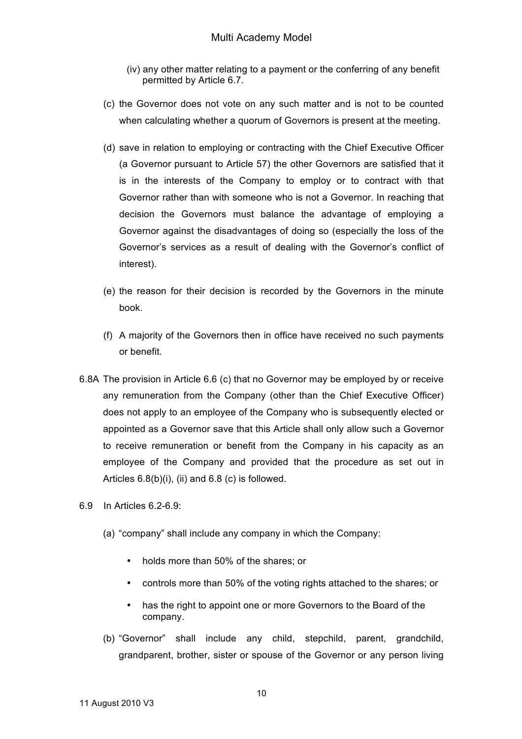(iv) any other matter relating to a payment or the conferring of any benefit permitted by Article 6.7.

(c) the Governor does not vote on any such matter and is not to be counted when calculating whether a quorum of Governors is present at the meeting.

(d) save in relation to employing or contracting with the Chief Executive Officer (a Governor pursuant to Article 57) the other Governors are satisfied that it is in the interests of the Company to employ or to contract with that Governor rather than with someone who is not a Governor. In reaching that decision the Governors must balance the advantage of employing a Governor against the disadvantages of doing so (especially the loss of the Governor's services as a result of dealing with the Governor's conflict of interest).

(e) the reason for their decision is recorded by the Governors in the minute book.

(f) A majority of the Governors then in office have received no such payments or benefit.

6.8A The provision in Article 6.6 (c) that no Governor may be employed by or receive any remuneration from the Company (other than the Chief Executive Officer) does not apply to an employee of the Company who is subsequently elected or appointed as a Governor save that this Article shall only allow such a Governor to receive remuneration or benefit from the Company in his capacity as an employee of the Company and provided that the procedure as set out in Articles 6.8(b)(i), (ii) and 6.8 (c) is followed.

6.9 In Articles 6.2-6.9:

(a) "company" shall include any company in which the Company:

- holds more than 50% of the shares; or
- controls more than 50% of the voting rights attached to the shares; or
- has the right to appoint one or more Governors to the Board of the company.

(b) "Governor" shall include any child, stepchild, parent, grandchild, grandparent, brother, sister or spouse of the Governor or any person living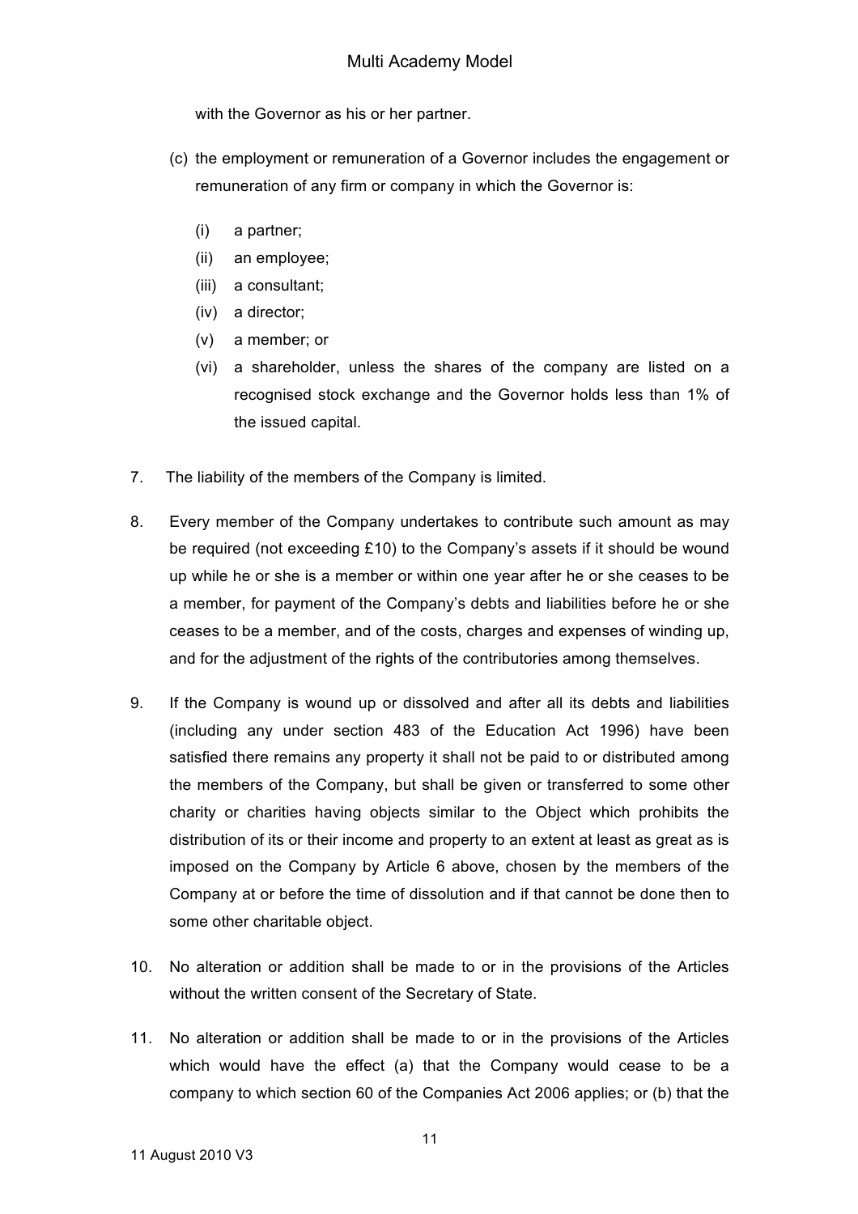with the Governor as his or her partner.

(c) the employment or remuneration of a Governor includes the engagement or remuneration of any firm or company in which the Governor is:

   (i) a partner;
   (ii) an employee;
   (iii) a consultant;
   (iv) a director;
   (v) a member; or
   (vi) a shareholder, unless the shares of the company are listed on a recognised stock exchange and the Governor holds less than 1% of the issued capital.

7. The liability of the members of the Company is limited.

8. Every member of the Company undertakes to contribute such amount as may be required (not exceeding £10) to the Company's assets if it should be wound up while he or she is a member or within one year after he or she ceases to be a member, for payment of the Company's debts and liabilities before he or she ceases to be a member, and of the costs, charges and expenses of winding up, and for the adjustment of the rights of the contributories among themselves.

9. If the Company is wound up or dissolved and after all its debts and liabilities (including any under section 483 of the Education Act 1996) have been satisfied there remains any property it shall not be paid to or distributed among the members of the Company, but shall be given or transferred to some other charity or charities having objects similar to the Object which prohibits the distribution of its or their income and property to an extent at least as great as is imposed on the Company by Article 6 above, chosen by the members of the Company at or before the time of dissolution and if that cannot be done then to some other charitable object.

10. No alteration or addition shall be made to or in the provisions of the Articles without the written consent of the Secretary of State.

11. No alteration or addition shall be made to or in the provisions of the Articles which would have the effect (a) that the Company would cease to be a company to which section 60 of the Companies Act 2006 applies; or (b) that the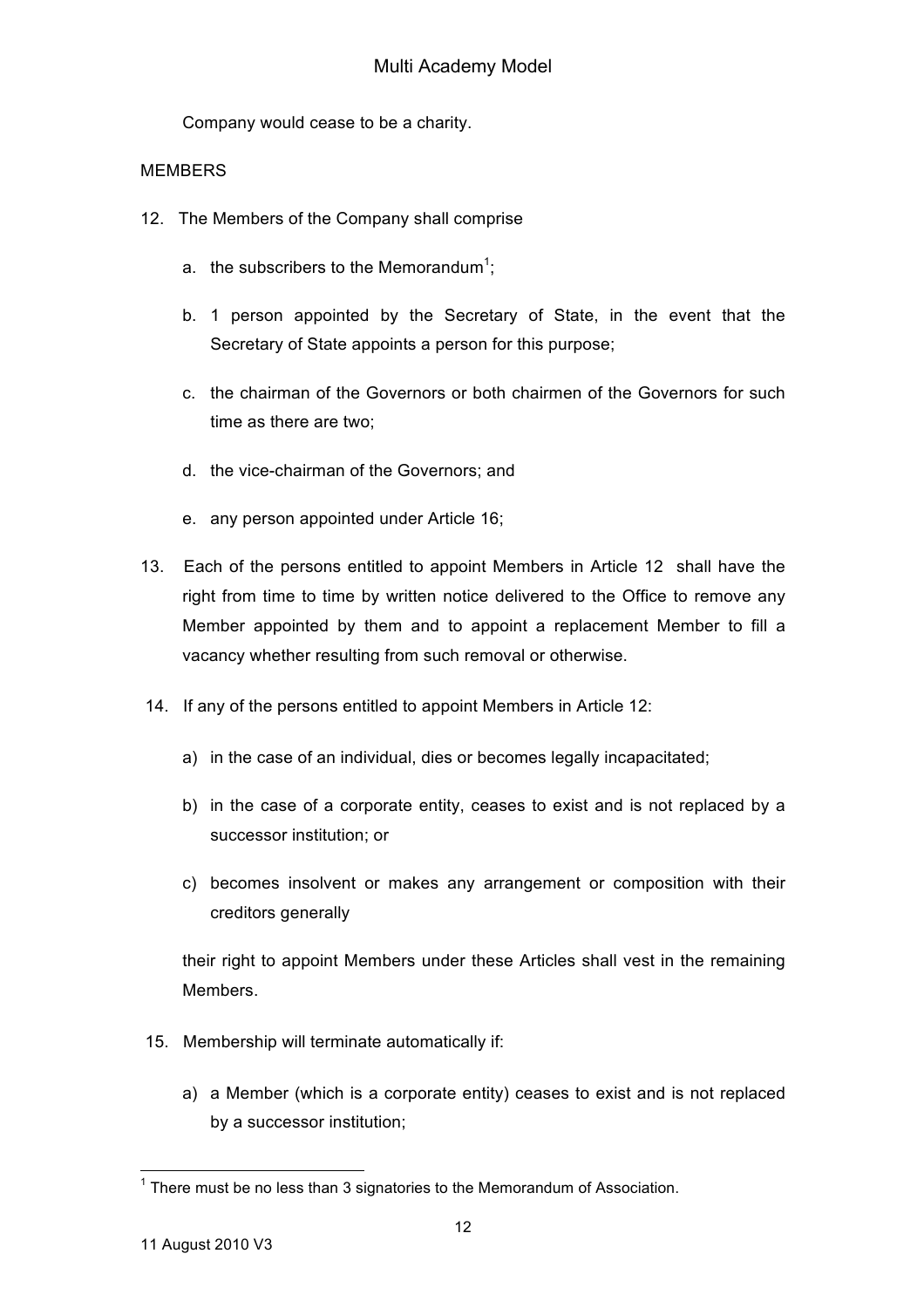Company would cease to be a charity.

MEMBERS

12. The Members of the Company shall comprise

    a. the subscribers to the Memorandum[1];

    b. 1 person appointed by the Secretary of State, in the event that the Secretary of State appoints a person for this purpose;

    c. the chairman of the Governors or both chairmen of the Governors for such time as there are two;

    d. the vice-chairman of the Governors; and

    e. any person appointed under Article 16;

13. Each of the persons entitled to appoint Members in Article 12 shall have the right from time to time by written notice delivered to the Office to remove any Member appointed by them and to appoint a replacement Member to fill a vacancy whether resulting from such removal or otherwise.

14. If any of the persons entitled to appoint Members in Article 12:

    a) in the case of an individual, dies or becomes legally incapacitated;

    b) in the case of a corporate entity, ceases to exist and is not replaced by a successor institution; or

    c) becomes insolvent or makes any arrangement or composition with their creditors generally

    their right to appoint Members under these Articles shall vest in the remaining Members.

15. Membership will terminate automatically if:

    a) a Member (which is a corporate entity) ceases to exist and is not replaced by a successor institution;

[1] There must be no less than 3 signatories to the Memorandum of Association.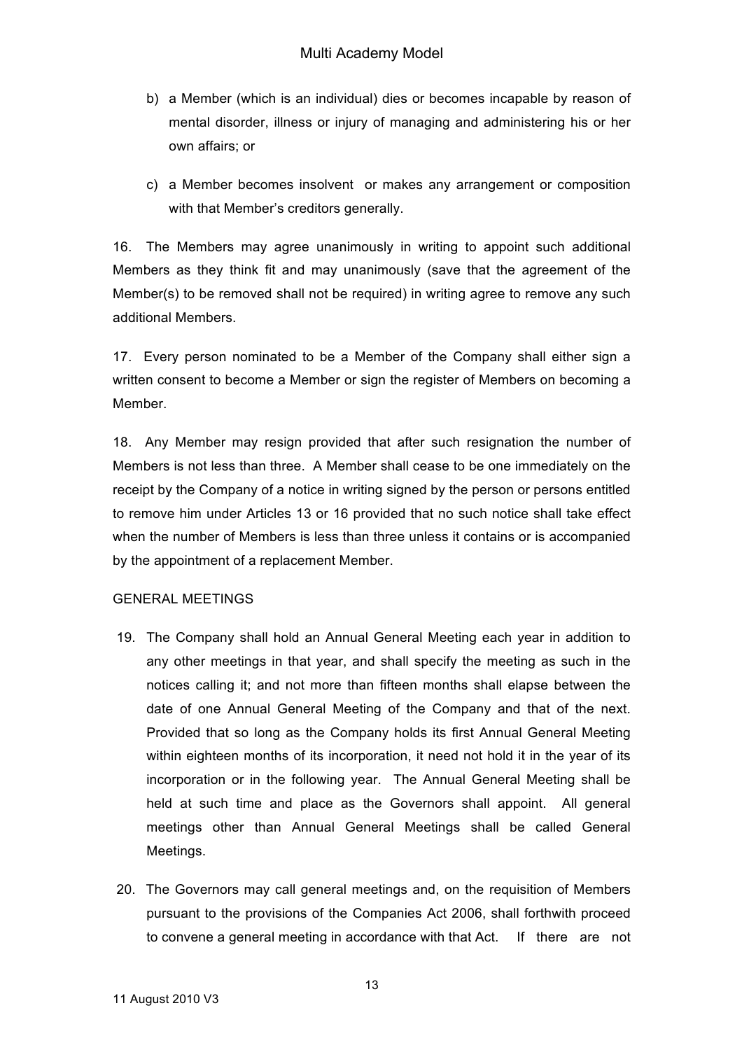b) a Member (which is an individual) dies or becomes incapable by reason of mental disorder, illness or injury of managing and administering his or her own affairs; or

c) a Member becomes insolvent or makes any arrangement or composition with that Member's creditors generally.

16. The Members may agree unanimously in writing to appoint such additional Members as they think fit and may unanimously (save that the agreement of the Member(s) to be removed shall not be required) in writing agree to remove any such additional Members.

17. Every person nominated to be a Member of the Company shall either sign a written consent to become a Member or sign the register of Members on becoming a Member.

18. Any Member may resign provided that after such resignation the number of Members is not less than three. A Member shall cease to be one immediately on the receipt by the Company of a notice in writing signed by the person or persons entitled to remove him under Articles 13 or 16 provided that no such notice shall take effect when the number of Members is less than three unless it contains or is accompanied by the appointment of a replacement Member.

GENERAL MEETINGS

19. The Company shall hold an Annual General Meeting each year in addition to any other meetings in that year, and shall specify the meeting as such in the notices calling it; and not more than fifteen months shall elapse between the date of one Annual General Meeting of the Company and that of the next. Provided that so long as the Company holds its first Annual General Meeting within eighteen months of its incorporation, it need not hold it in the year of its incorporation or in the following year. The Annual General Meeting shall be held at such time and place as the Governors shall appoint. All general meetings other than Annual General Meetings shall be called General Meetings.

20. The Governors may call general meetings and, on the requisition of Members pursuant to the provisions of the Companies Act 2006, shall forthwith proceed to convene a general meeting in accordance with that Act. If there are not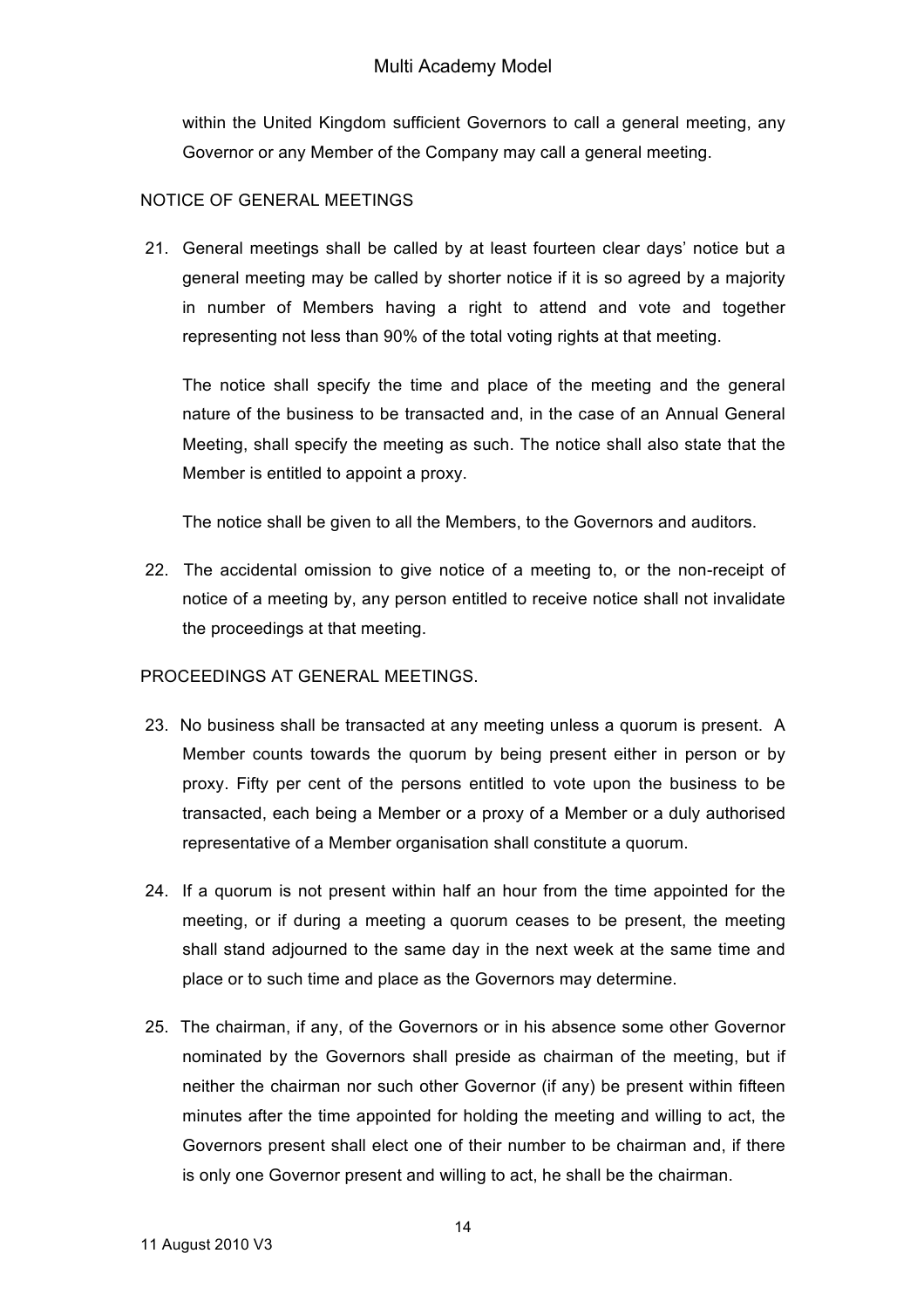within the United Kingdom sufficient Governors to call a general meeting, any Governor or any Member of the Company may call a general meeting.

NOTICE OF GENERAL MEETINGS

21. General meetings shall be called by at least fourteen clear days' notice but a general meeting may be called by shorter notice if it is so agreed by a majority in number of Members having a right to attend and vote and together representing not less than 90% of the total voting rights at that meeting.

    The notice shall specify the time and place of the meeting and the general nature of the business to be transacted and, in the case of an Annual General Meeting, shall specify the meeting as such. The notice shall also state that the Member is entitled to appoint a proxy.

    The notice shall be given to all the Members, to the Governors and auditors.

22. The accidental omission to give notice of a meeting to, or the non-receipt of notice of a meeting by, any person entitled to receive notice shall not invalidate the proceedings at that meeting.

PROCEEDINGS AT GENERAL MEETINGS.

23. No business shall be transacted at any meeting unless a quorum is present. A Member counts towards the quorum by being present either in person or by proxy. Fifty per cent of the persons entitled to vote upon the business to be transacted, each being a Member or a proxy of a Member or a duly authorised representative of a Member organisation shall constitute a quorum.

24. If a quorum is not present within half an hour from the time appointed for the meeting, or if during a meeting a quorum ceases to be present, the meeting shall stand adjourned to the same day in the next week at the same time and place or to such time and place as the Governors may determine.

25. The chairman, if any, of the Governors or in his absence some other Governor nominated by the Governors shall preside as chairman of the meeting, but if neither the chairman nor such other Governor (if any) be present within fifteen minutes after the time appointed for holding the meeting and willing to act, the Governors present shall elect one of their number to be chairman and, if there is only one Governor present and willing to act, he shall be the chairman.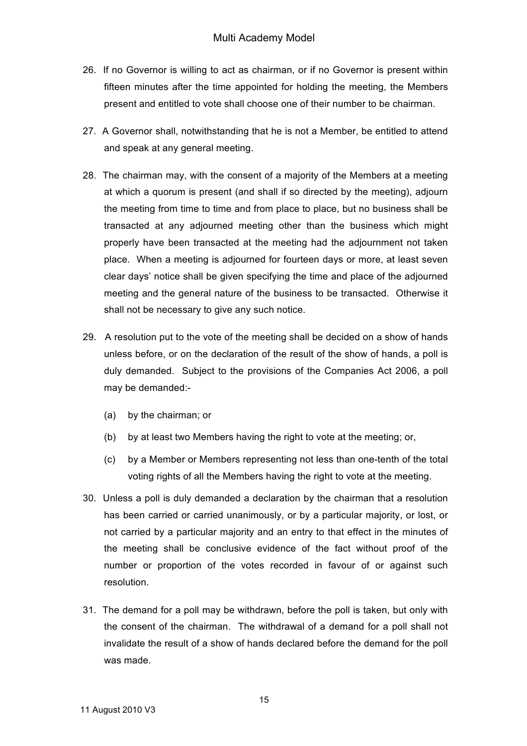26. If no Governor is willing to act as chairman, or if no Governor is present within fifteen minutes after the time appointed for holding the meeting, the Members present and entitled to vote shall choose one of their number to be chairman.

27. A Governor shall, notwithstanding that he is not a Member, be entitled to attend and speak at any general meeting.

28. The chairman may, with the consent of a majority of the Members at a meeting at which a quorum is present (and shall if so directed by the meeting), adjourn the meeting from time to time and from place to place, but no business shall be transacted at any adjourned meeting other than the business which might properly have been transacted at the meeting had the adjournment not taken place. When a meeting is adjourned for fourteen days or more, at least seven clear days' notice shall be given specifying the time and place of the adjourned meeting and the general nature of the business to be transacted. Otherwise it shall not be necessary to give any such notice.

29. A resolution put to the vote of the meeting shall be decided on a show of hands unless before, or on the declaration of the result of the show of hands, a poll is duly demanded. Subject to the provisions of the Companies Act 2006, a poll may be demanded:-

    (a) by the chairman; or

    (b) by at least two Members having the right to vote at the meeting; or,

    (c) by a Member or Members representing not less than one-tenth of the total voting rights of all the Members having the right to vote at the meeting.

30. Unless a poll is duly demanded a declaration by the chairman that a resolution has been carried or carried unanimously, or by a particular majority, or lost, or not carried by a particular majority and an entry to that effect in the minutes of the meeting shall be conclusive evidence of the fact without proof of the number or proportion of the votes recorded in favour of or against such resolution.

31. The demand for a poll may be withdrawn, before the poll is taken, but only with the consent of the chairman. The withdrawal of a demand for a poll shall not invalidate the result of a show of hands declared before the demand for the poll was made.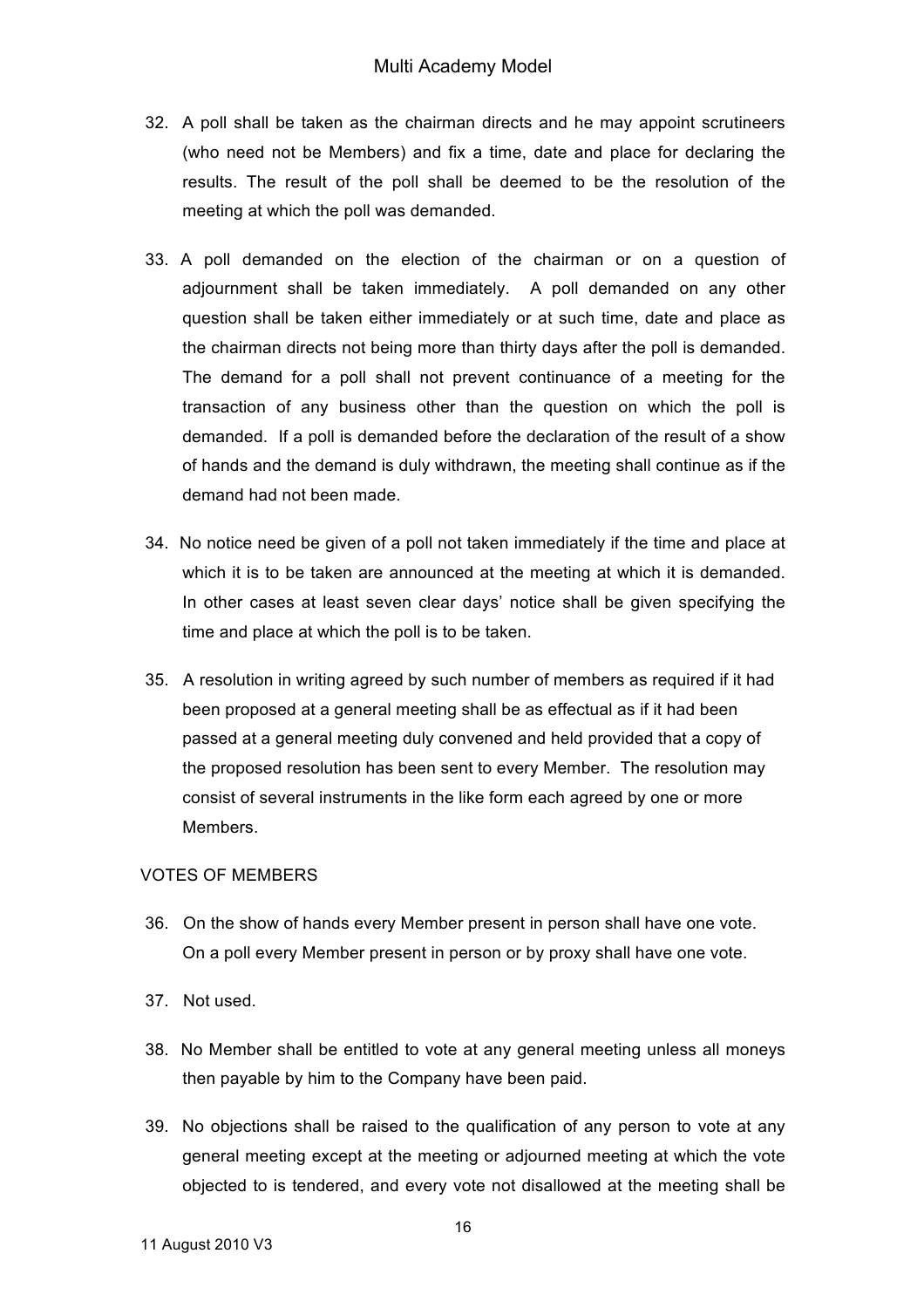32. A poll shall be taken as the chairman directs and he may appoint scrutineers (who need not be Members) and fix a time, date and place for declaring the results. The result of the poll shall be deemed to be the resolution of the meeting at which the poll was demanded.

33. A poll demanded on the election of the chairman or on a question of adjournment shall be taken immediately. A poll demanded on any other question shall be taken either immediately or at such time, date and place as the chairman directs not being more than thirty days after the poll is demanded. The demand for a poll shall not prevent continuance of a meeting for the transaction of any business other than the question on which the poll is demanded. If a poll is demanded before the declaration of the result of a show of hands and the demand is duly withdrawn, the meeting shall continue as if the demand had not been made.

34. No notice need be given of a poll not taken immediately if the time and place at which it is to be taken are announced at the meeting at which it is demanded. In other cases at least seven clear days' notice shall be given specifying the time and place at which the poll is to be taken.

35. A resolution in writing agreed by such number of members as required if it had been proposed at a general meeting shall be as effectual as if it had been passed at a general meeting duly convened and held provided that a copy of the proposed resolution has been sent to every Member. The resolution may consist of several instruments in the like form each agreed by one or more Members.

VOTES OF MEMBERS

36. On the show of hands every Member present in person shall have one vote. On a poll every Member present in person or by proxy shall have one vote.

37. Not used.

38. No Member shall be entitled to vote at any general meeting unless all moneys then payable by him to the Company have been paid.

39. No objections shall be raised to the qualification of any person to vote at any general meeting except at the meeting or adjourned meeting at which the vote objected to is tendered, and every vote not disallowed at the meeting shall be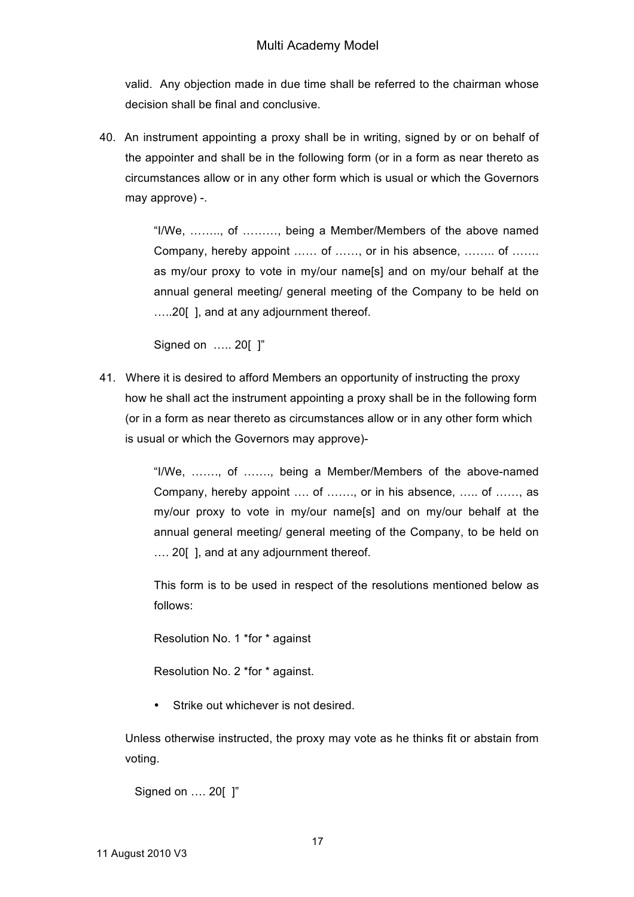valid. Any objection made in due time shall be referred to the chairman whose decision shall be final and conclusive.

40. An instrument appointing a proxy shall be in writing, signed by or on behalf of the appointer and shall be in the following form (or in a form as near thereto as circumstances allow or in any other form which is usual or which the Governors may approve) -.

> "I/We, …….., of ………, being a Member/Members of the above named Company, hereby appoint …… of ……, or in his absence, …….. of ……. as my/our proxy to vote in my/our name[s] and on my/our behalf at the annual general meeting/ general meeting of the Company to be held on …..20[ ], and at any adjournment thereof.
>
> Signed on ….. 20[ ]"

41. Where it is desired to afford Members an opportunity of instructing the proxy how he shall act the instrument appointing a proxy shall be in the following form (or in a form as near thereto as circumstances allow or in any other form which is usual or which the Governors may approve)-

> "I/We, ……., of ……., being a Member/Members of the above-named Company, hereby appoint …. of ……., or in his absence, ….. of ……, as my/our proxy to vote in my/our name[s] and on my/our behalf at the annual general meeting/ general meeting of the Company, to be held on …. 20[ ], and at any adjournment thereof.
>
> This form is to be used in respect of the resolutions mentioned below as follows:
>
> Resolution No. 1 *for * against
>
> Resolution No. 2 *for * against.
>
> - Strike out whichever is not desired.

Unless otherwise instructed, the proxy may vote as he thinks fit or abstain from voting.

Signed on …. 20[ ]"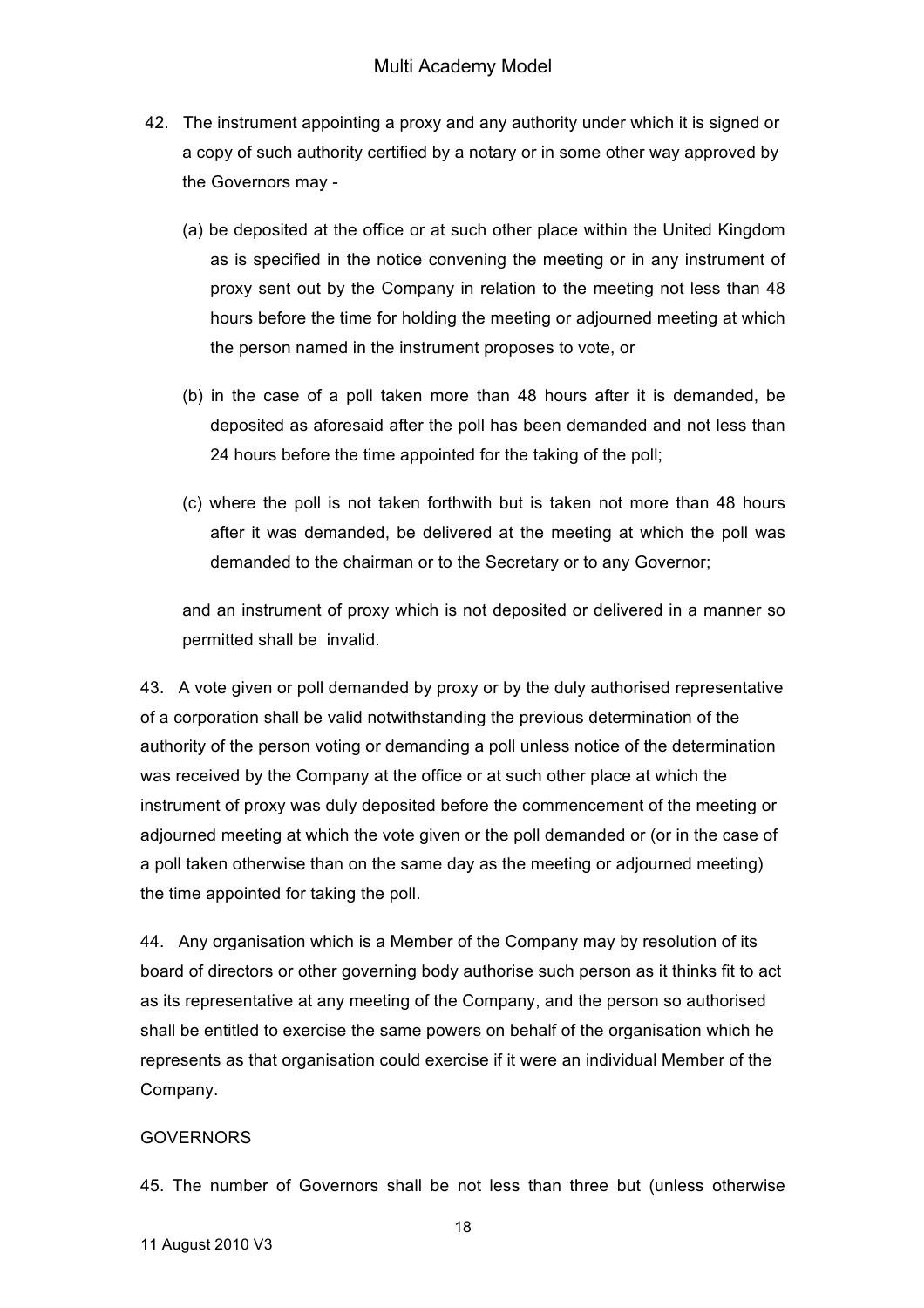42. The instrument appointing a proxy and any authority under which it is signed or a copy of such authority certified by a notary or in some other way approved by the Governors may -

(a) be deposited at the office or at such other place within the United Kingdom as is specified in the notice convening the meeting or in any instrument of proxy sent out by the Company in relation to the meeting not less than 48 hours before the time for holding the meeting or adjourned meeting at which the person named in the instrument proposes to vote, or

(b) in the case of a poll taken more than 48 hours after it is demanded, be deposited as aforesaid after the poll has been demanded and not less than 24 hours before the time appointed for the taking of the poll;

(c) where the poll is not taken forthwith but is taken not more than 48 hours after it was demanded, be delivered at the meeting at which the poll was demanded to the chairman or to the Secretary or to any Governor;

and an instrument of proxy which is not deposited or delivered in a manner so permitted shall be invalid.

43. A vote given or poll demanded by proxy or by the duly authorised representative of a corporation shall be valid notwithstanding the previous determination of the authority of the person voting or demanding a poll unless notice of the determination was received by the Company at the office or at such other place at which the instrument of proxy was duly deposited before the commencement of the meeting or adjourned meeting at which the vote given or the poll demanded or (or in the case of a poll taken otherwise than on the same day as the meeting or adjourned meeting) the time appointed for taking the poll.

44. Any organisation which is a Member of the Company may by resolution of its board of directors or other governing body authorise such person as it thinks fit to act as its representative at any meeting of the Company, and the person so authorised shall be entitled to exercise the same powers on behalf of the organisation which he represents as that organisation could exercise if it were an individual Member of the Company.

## GOVERNORS

45. The number of Governors shall be not less than three but (unless otherwise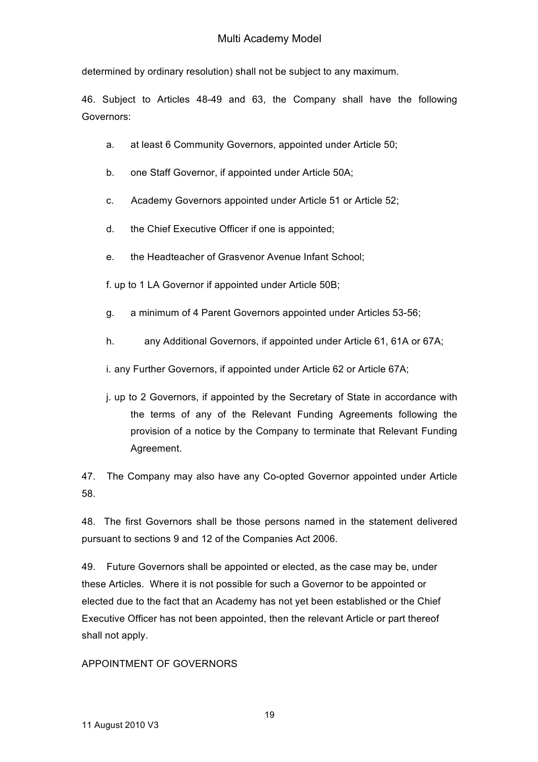determined by ordinary resolution) shall not be subject to any maximum.

46. Subject to Articles 48-49 and 63, the Company shall have the following Governors:

a. at least 6 Community Governors, appointed under Article 50;

b. one Staff Governor, if appointed under Article 50A;

c. Academy Governors appointed under Article 51 or Article 52;

d. the Chief Executive Officer if one is appointed;

e. the Headteacher of Grasvenor Avenue Infant School;

f. up to 1 LA Governor if appointed under Article 50B;

g. a minimum of 4 Parent Governors appointed under Articles 53-56;

h. any Additional Governors, if appointed under Article 61, 61A or 67A;

i. any Further Governors, if appointed under Article 62 or Article 67A;

j. up to 2 Governors, if appointed by the Secretary of State in accordance with the terms of any of the Relevant Funding Agreements following the provision of a notice by the Company to terminate that Relevant Funding Agreement.

47. The Company may also have any Co-opted Governor appointed under Article 58.

48. The first Governors shall be those persons named in the statement delivered pursuant to sections 9 and 12 of the Companies Act 2006.

49. Future Governors shall be appointed or elected, as the case may be, under these Articles. Where it is not possible for such a Governor to be appointed or elected due to the fact that an Academy has not yet been established or the Chief Executive Officer has not been appointed, then the relevant Article or part thereof shall not apply.

## APPOINTMENT OF GOVERNORS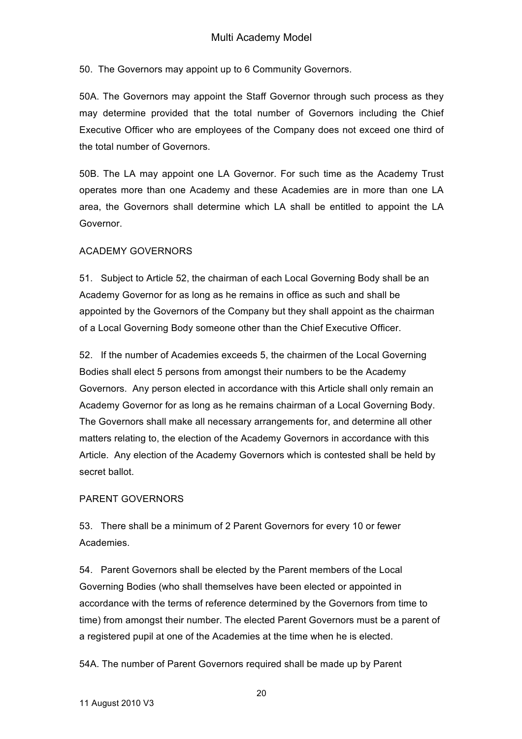50. The Governors may appoint up to 6 Community Governors.

50A. The Governors may appoint the Staff Governor through such process as they may determine provided that the total number of Governors including the Chief Executive Officer who are employees of the Company does not exceed one third of the total number of Governors.

50B. The LA may appoint one LA Governor. For such time as the Academy Trust operates more than one Academy and these Academies are in more than one LA area, the Governors shall determine which LA shall be entitled to appoint the LA Governor.

ACADEMY GOVERNORS

51. Subject to Article 52, the chairman of each Local Governing Body shall be an Academy Governor for as long as he remains in office as such and shall be appointed by the Governors of the Company but they shall appoint as the chairman of a Local Governing Body someone other than the Chief Executive Officer.

52. If the number of Academies exceeds 5, the chairmen of the Local Governing Bodies shall elect 5 persons from amongst their numbers to be the Academy Governors. Any person elected in accordance with this Article shall only remain an Academy Governor for as long as he remains chairman of a Local Governing Body. The Governors shall make all necessary arrangements for, and determine all other matters relating to, the election of the Academy Governors in accordance with this Article. Any election of the Academy Governors which is contested shall be held by secret ballot.

PARENT GOVERNORS

53. There shall be a minimum of 2 Parent Governors for every 10 or fewer Academies.

54. Parent Governors shall be elected by the Parent members of the Local Governing Bodies (who shall themselves have been elected or appointed in accordance with the terms of reference determined by the Governors from time to time) from amongst their number. The elected Parent Governors must be a parent of a registered pupil at one of the Academies at the time when he is elected.

54A. The number of Parent Governors required shall be made up by Parent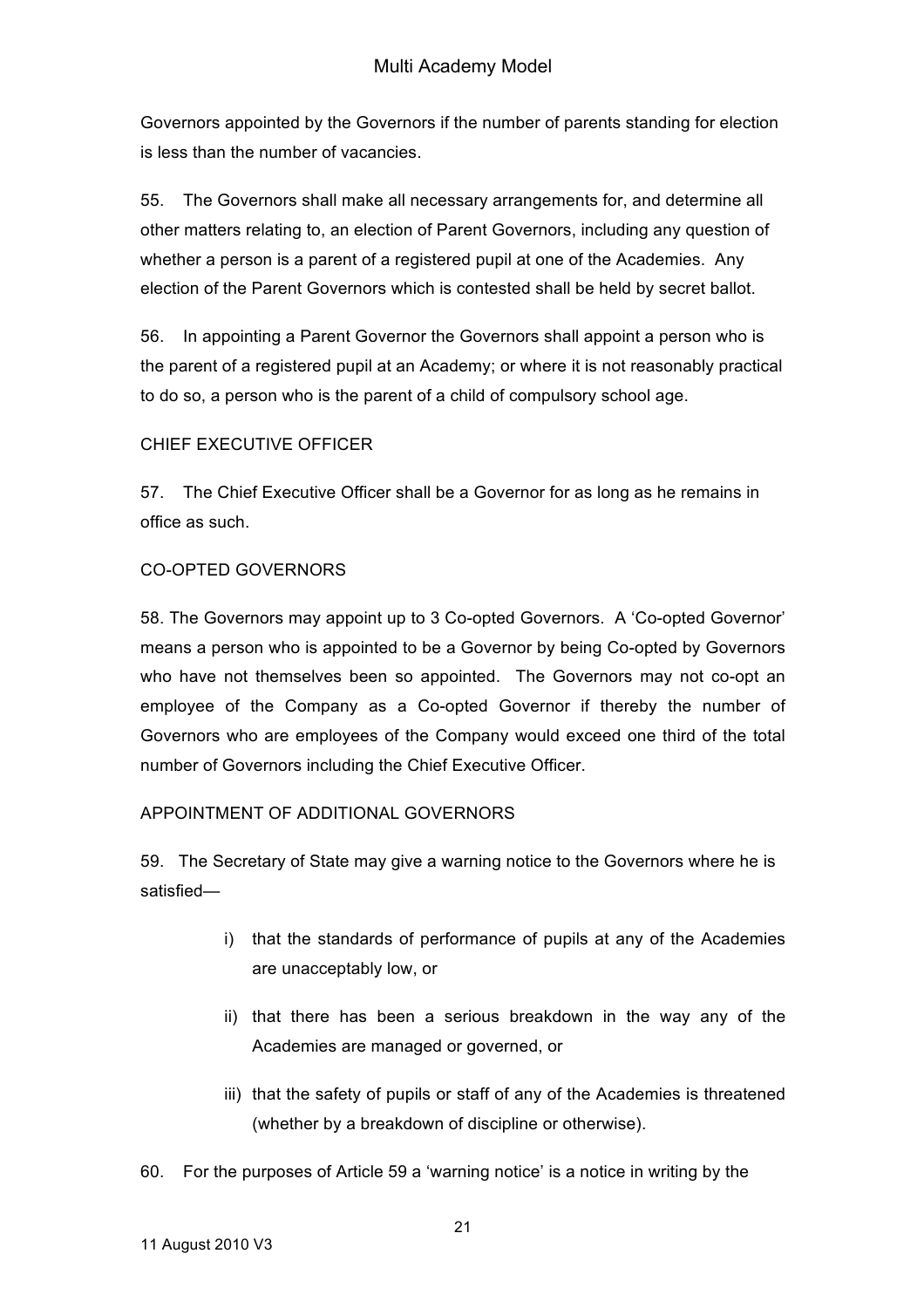Governors appointed by the Governors if the number of parents standing for election is less than the number of vacancies.

55. The Governors shall make all necessary arrangements for, and determine all other matters relating to, an election of Parent Governors, including any question of whether a person is a parent of a registered pupil at one of the Academies. Any election of the Parent Governors which is contested shall be held by secret ballot.

56. In appointing a Parent Governor the Governors shall appoint a person who is the parent of a registered pupil at an Academy; or where it is not reasonably practical to do so, a person who is the parent of a child of compulsory school age.

CHIEF EXECUTIVE OFFICER

57. The Chief Executive Officer shall be a Governor for as long as he remains in office as such.

CO-OPTED GOVERNORS

58. The Governors may appoint up to 3 Co-opted Governors. A 'Co-opted Governor' means a person who is appointed to be a Governor by being Co-opted by Governors who have not themselves been so appointed. The Governors may not co-opt an employee of the Company as a Co-opted Governor if thereby the number of Governors who are employees of the Company would exceed one third of the total number of Governors including the Chief Executive Officer.

APPOINTMENT OF ADDITIONAL GOVERNORS

59. The Secretary of State may give a warning notice to the Governors where he is satisfied—

i) that the standards of performance of pupils at any of the Academies are unacceptably low, or

ii) that there has been a serious breakdown in the way any of the Academies are managed or governed, or

iii) that the safety of pupils or staff of any of the Academies is threatened (whether by a breakdown of discipline or otherwise).

60. For the purposes of Article 59 a 'warning notice' is a notice in writing by the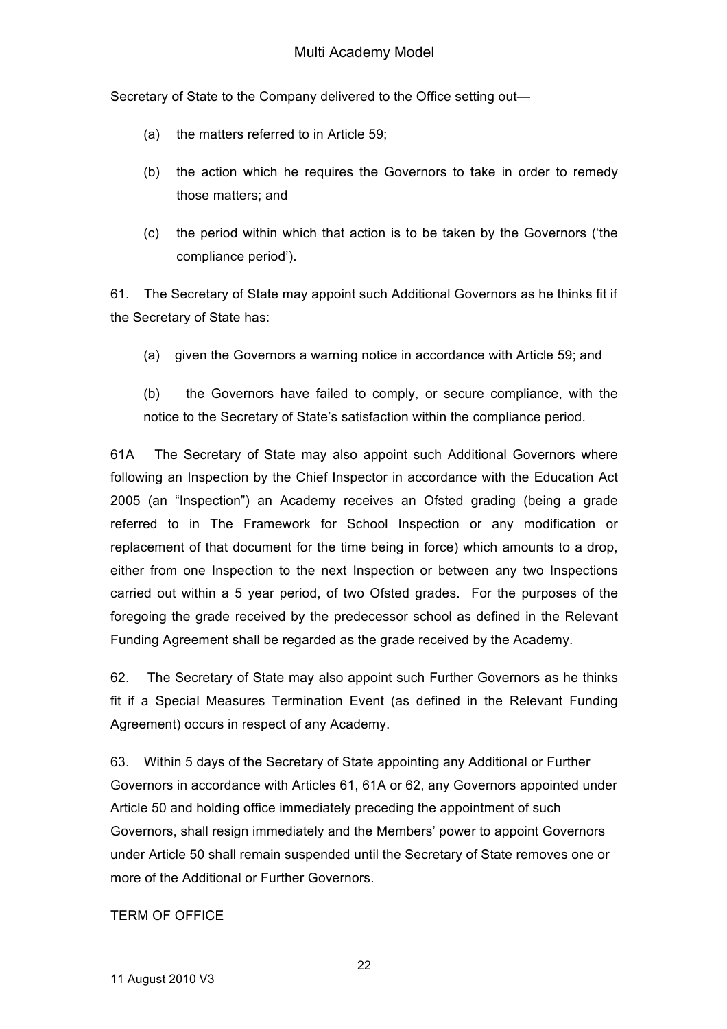Secretary of State to the Company delivered to the Office setting out—

(a) the matters referred to in Article 59;

(b) the action which he requires the Governors to take in order to remedy those matters; and

(c) the period within which that action is to be taken by the Governors ('the compliance period').

61. The Secretary of State may appoint such Additional Governors as he thinks fit if the Secretary of State has:

(a) given the Governors a warning notice in accordance with Article 59; and

(b) the Governors have failed to comply, or secure compliance, with the notice to the Secretary of State's satisfaction within the compliance period.

61A The Secretary of State may also appoint such Additional Governors where following an Inspection by the Chief Inspector in accordance with the Education Act 2005 (an "Inspection") an Academy receives an Ofsted grading (being a grade referred to in The Framework for School Inspection or any modification or replacement of that document for the time being in force) which amounts to a drop, either from one Inspection to the next Inspection or between any two Inspections carried out within a 5 year period, of two Ofsted grades. For the purposes of the foregoing the grade received by the predecessor school as defined in the Relevant Funding Agreement shall be regarded as the grade received by the Academy.

62. The Secretary of State may also appoint such Further Governors as he thinks fit if a Special Measures Termination Event (as defined in the Relevant Funding Agreement) occurs in respect of any Academy.

63. Within 5 days of the Secretary of State appointing any Additional or Further Governors in accordance with Articles 61, 61A or 62, any Governors appointed under Article 50 and holding office immediately preceding the appointment of such Governors, shall resign immediately and the Members' power to appoint Governors under Article 50 shall remain suspended until the Secretary of State removes one or more of the Additional or Further Governors.

TERM OF OFFICE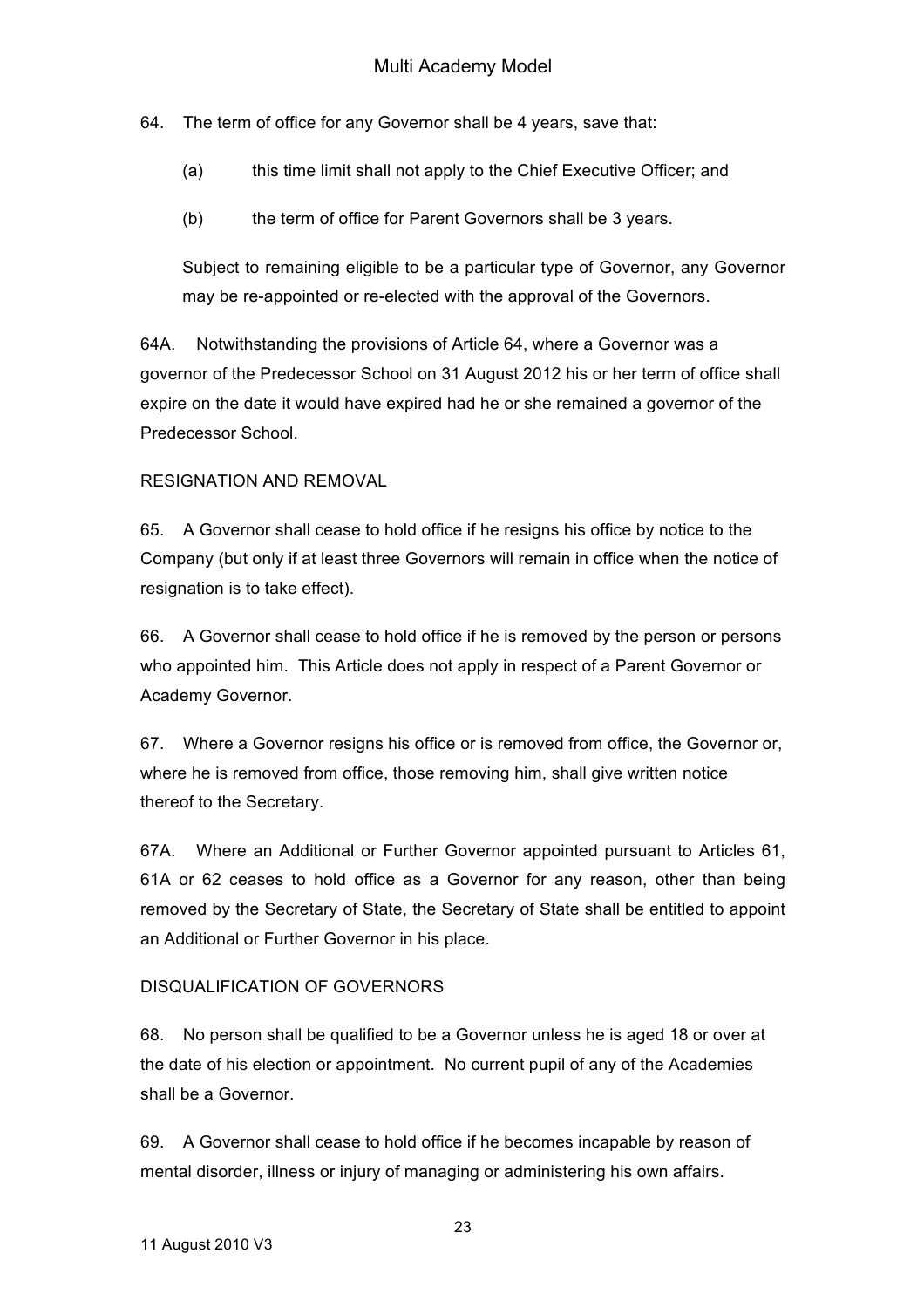64. The term of office for any Governor shall be 4 years, save that:

(a) this time limit shall not apply to the Chief Executive Officer; and

(b) the term of office for Parent Governors shall be 3 years.

Subject to remaining eligible to be a particular type of Governor, any Governor may be re-appointed or re-elected with the approval of the Governors.

64A. Notwithstanding the provisions of Article 64, where a Governor was a governor of the Predecessor School on 31 August 2012 his or her term of office shall expire on the date it would have expired had he or she remained a governor of the Predecessor School.

RESIGNATION AND REMOVAL

65. A Governor shall cease to hold office if he resigns his office by notice to the Company (but only if at least three Governors will remain in office when the notice of resignation is to take effect).

66. A Governor shall cease to hold office if he is removed by the person or persons who appointed him. This Article does not apply in respect of a Parent Governor or Academy Governor.

67. Where a Governor resigns his office or is removed from office, the Governor or, where he is removed from office, those removing him, shall give written notice thereof to the Secretary.

67A. Where an Additional or Further Governor appointed pursuant to Articles 61, 61A or 62 ceases to hold office as a Governor for any reason, other than being removed by the Secretary of State, the Secretary of State shall be entitled to appoint an Additional or Further Governor in his place.

DISQUALIFICATION OF GOVERNORS

68. No person shall be qualified to be a Governor unless he is aged 18 or over at the date of his election or appointment. No current pupil of any of the Academies shall be a Governor.

69. A Governor shall cease to hold office if he becomes incapable by reason of mental disorder, illness or injury of managing or administering his own affairs.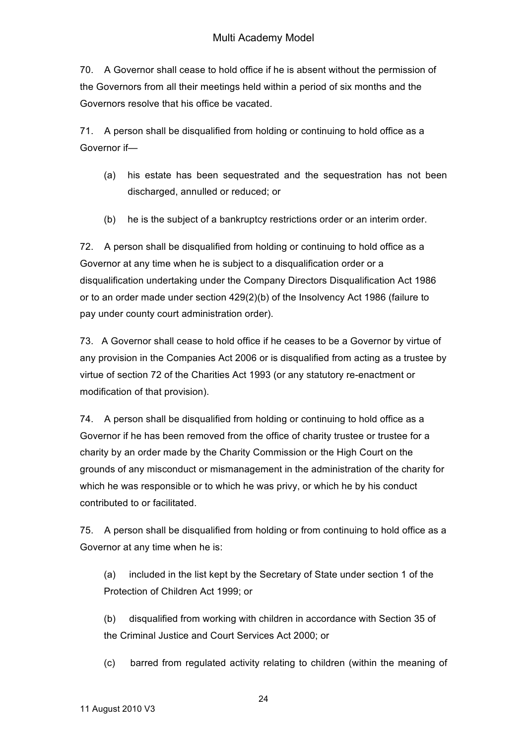70. A Governor shall cease to hold office if he is absent without the permission of the Governors from all their meetings held within a period of six months and the Governors resolve that his office be vacated.

71. A person shall be disqualified from holding or continuing to hold office as a Governor if—

(a) his estate has been sequestrated and the sequestration has not been discharged, annulled or reduced; or

(b) he is the subject of a bankruptcy restrictions order or an interim order.

72. A person shall be disqualified from holding or continuing to hold office as a Governor at any time when he is subject to a disqualification order or a disqualification undertaking under the Company Directors Disqualification Act 1986 or to an order made under section 429(2)(b) of the Insolvency Act 1986 (failure to pay under county court administration order).

73. A Governor shall cease to hold office if he ceases to be a Governor by virtue of any provision in the Companies Act 2006 or is disqualified from acting as a trustee by virtue of section 72 of the Charities Act 1993 (or any statutory re-enactment or modification of that provision).

74. A person shall be disqualified from holding or continuing to hold office as a Governor if he has been removed from the office of charity trustee or trustee for a charity by an order made by the Charity Commission or the High Court on the grounds of any misconduct or mismanagement in the administration of the charity for which he was responsible or to which he was privy, or which he by his conduct contributed to or facilitated.

75. A person shall be disqualified from holding or from continuing to hold office as a Governor at any time when he is:

(a) included in the list kept by the Secretary of State under section 1 of the Protection of Children Act 1999; or

(b) disqualified from working with children in accordance with Section 35 of the Criminal Justice and Court Services Act 2000; or

(c) barred from regulated activity relating to children (within the meaning of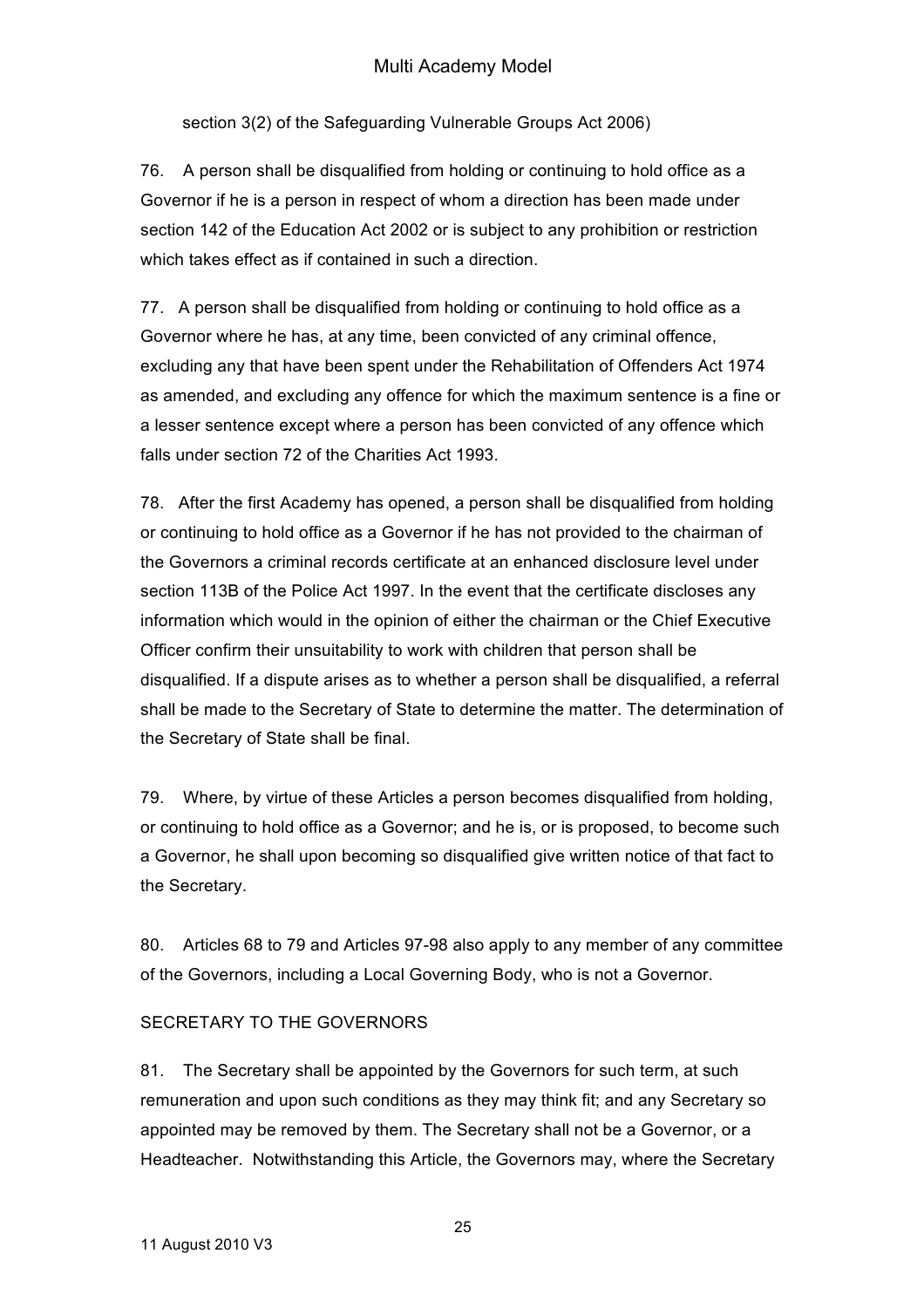section 3(2) of the Safeguarding Vulnerable Groups Act 2006)

76. A person shall be disqualified from holding or continuing to hold office as a Governor if he is a person in respect of whom a direction has been made under section 142 of the Education Act 2002 or is subject to any prohibition or restriction which takes effect as if contained in such a direction.

77. A person shall be disqualified from holding or continuing to hold office as a Governor where he has, at any time, been convicted of any criminal offence, excluding any that have been spent under the Rehabilitation of Offenders Act 1974 as amended, and excluding any offence for which the maximum sentence is a fine or a lesser sentence except where a person has been convicted of any offence which falls under section 72 of the Charities Act 1993.

78. After the first Academy has opened, a person shall be disqualified from holding or continuing to hold office as a Governor if he has not provided to the chairman of the Governors a criminal records certificate at an enhanced disclosure level under section 113B of the Police Act 1997. In the event that the certificate discloses any information which would in the opinion of either the chairman or the Chief Executive Officer confirm their unsuitability to work with children that person shall be disqualified. If a dispute arises as to whether a person shall be disqualified, a referral shall be made to the Secretary of State to determine the matter. The determination of the Secretary of State shall be final.

79. Where, by virtue of these Articles a person becomes disqualified from holding, or continuing to hold office as a Governor; and he is, or is proposed, to become such a Governor, he shall upon becoming so disqualified give written notice of that fact to the Secretary.

80. Articles 68 to 79 and Articles 97-98 also apply to any member of any committee of the Governors, including a Local Governing Body, who is not a Governor.

## SECRETARY TO THE GOVERNORS

81. The Secretary shall be appointed by the Governors for such term, at such remuneration and upon such conditions as they may think fit; and any Secretary so appointed may be removed by them. The Secretary shall not be a Governor, or a Headteacher. Notwithstanding this Article, the Governors may, where the Secretary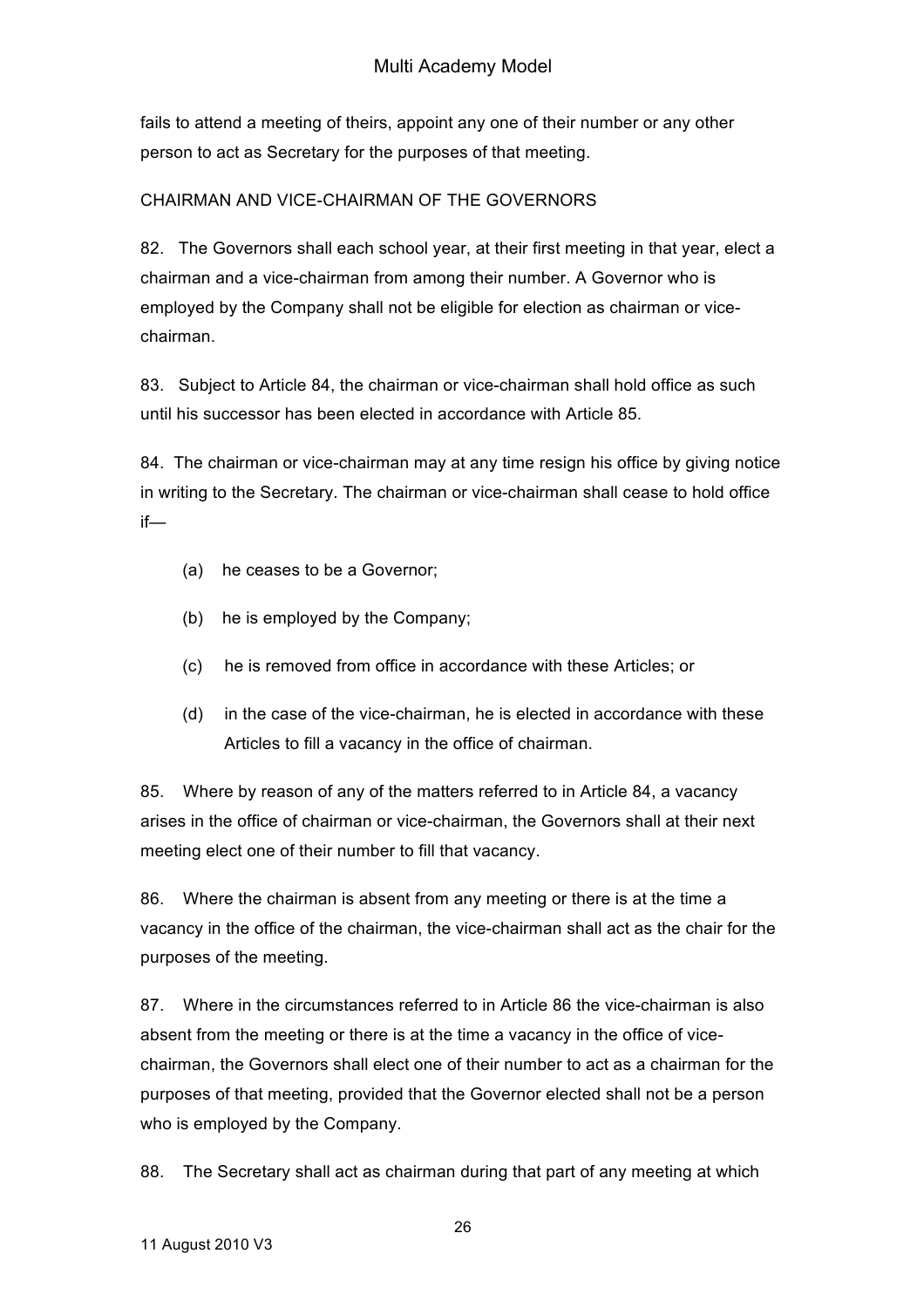fails to attend a meeting of theirs, appoint any one of their number or any other person to act as Secretary for the purposes of that meeting.

CHAIRMAN AND VICE-CHAIRMAN OF THE GOVERNORS

82. The Governors shall each school year, at their first meeting in that year, elect a chairman and a vice-chairman from among their number. A Governor who is employed by the Company shall not be eligible for election as chairman or vice-chairman.

83. Subject to Article 84, the chairman or vice-chairman shall hold office as such until his successor has been elected in accordance with Article 85.

84. The chairman or vice-chairman may at any time resign his office by giving notice in writing to the Secretary. The chairman or vice-chairman shall cease to hold office if—

(a) he ceases to be a Governor;

(b) he is employed by the Company;

(c) he is removed from office in accordance with these Articles; or

(d) in the case of the vice-chairman, he is elected in accordance with these Articles to fill a vacancy in the office of chairman.

85. Where by reason of any of the matters referred to in Article 84, a vacancy arises in the office of chairman or vice-chairman, the Governors shall at their next meeting elect one of their number to fill that vacancy.

86. Where the chairman is absent from any meeting or there is at the time a vacancy in the office of the chairman, the vice-chairman shall act as the chair for the purposes of the meeting.

87. Where in the circumstances referred to in Article 86 the vice-chairman is also absent from the meeting or there is at the time a vacancy in the office of vice-chairman, the Governors shall elect one of their number to act as a chairman for the purposes of that meeting, provided that the Governor elected shall not be a person who is employed by the Company.

88. The Secretary shall act as chairman during that part of any meeting at which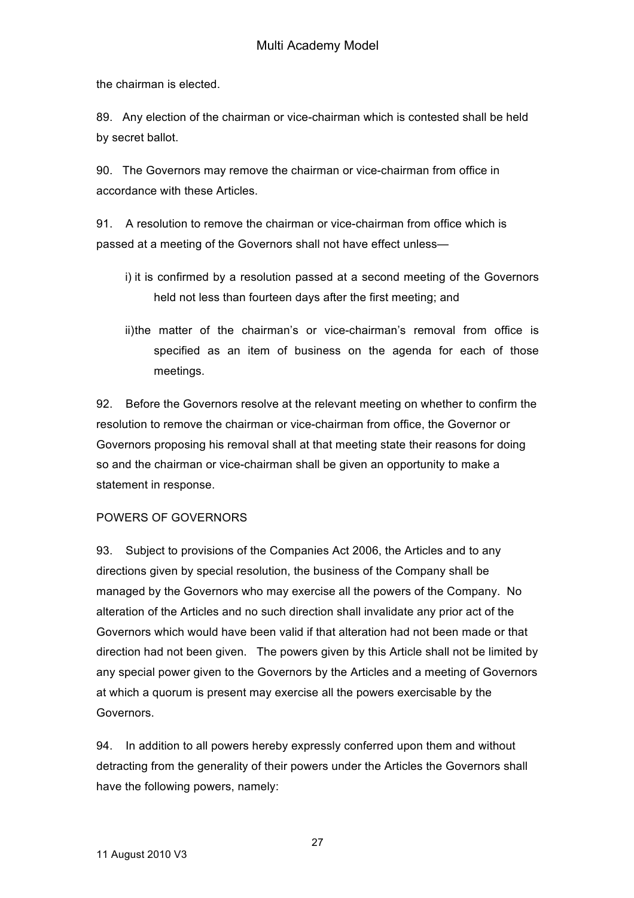the chairman is elected.

89. Any election of the chairman or vice-chairman which is contested shall be held by secret ballot.

90. The Governors may remove the chairman or vice-chairman from office in accordance with these Articles.

91. A resolution to remove the chairman or vice-chairman from office which is passed at a meeting of the Governors shall not have effect unless—

i) it is confirmed by a resolution passed at a second meeting of the Governors held not less than fourteen days after the first meeting; and

ii) the matter of the chairman's or vice-chairman's removal from office is specified as an item of business on the agenda for each of those meetings.

92. Before the Governors resolve at the relevant meeting on whether to confirm the resolution to remove the chairman or vice-chairman from office, the Governor or Governors proposing his removal shall at that meeting state their reasons for doing so and the chairman or vice-chairman shall be given an opportunity to make a statement in response.

POWERS OF GOVERNORS

93. Subject to provisions of the Companies Act 2006, the Articles and to any directions given by special resolution, the business of the Company shall be managed by the Governors who may exercise all the powers of the Company. No alteration of the Articles and no such direction shall invalidate any prior act of the Governors which would have been valid if that alteration had not been made or that direction had not been given. The powers given by this Article shall not be limited by any special power given to the Governors by the Articles and a meeting of Governors at which a quorum is present may exercise all the powers exercisable by the Governors.

94. In addition to all powers hereby expressly conferred upon them and without detracting from the generality of their powers under the Articles the Governors shall have the following powers, namely: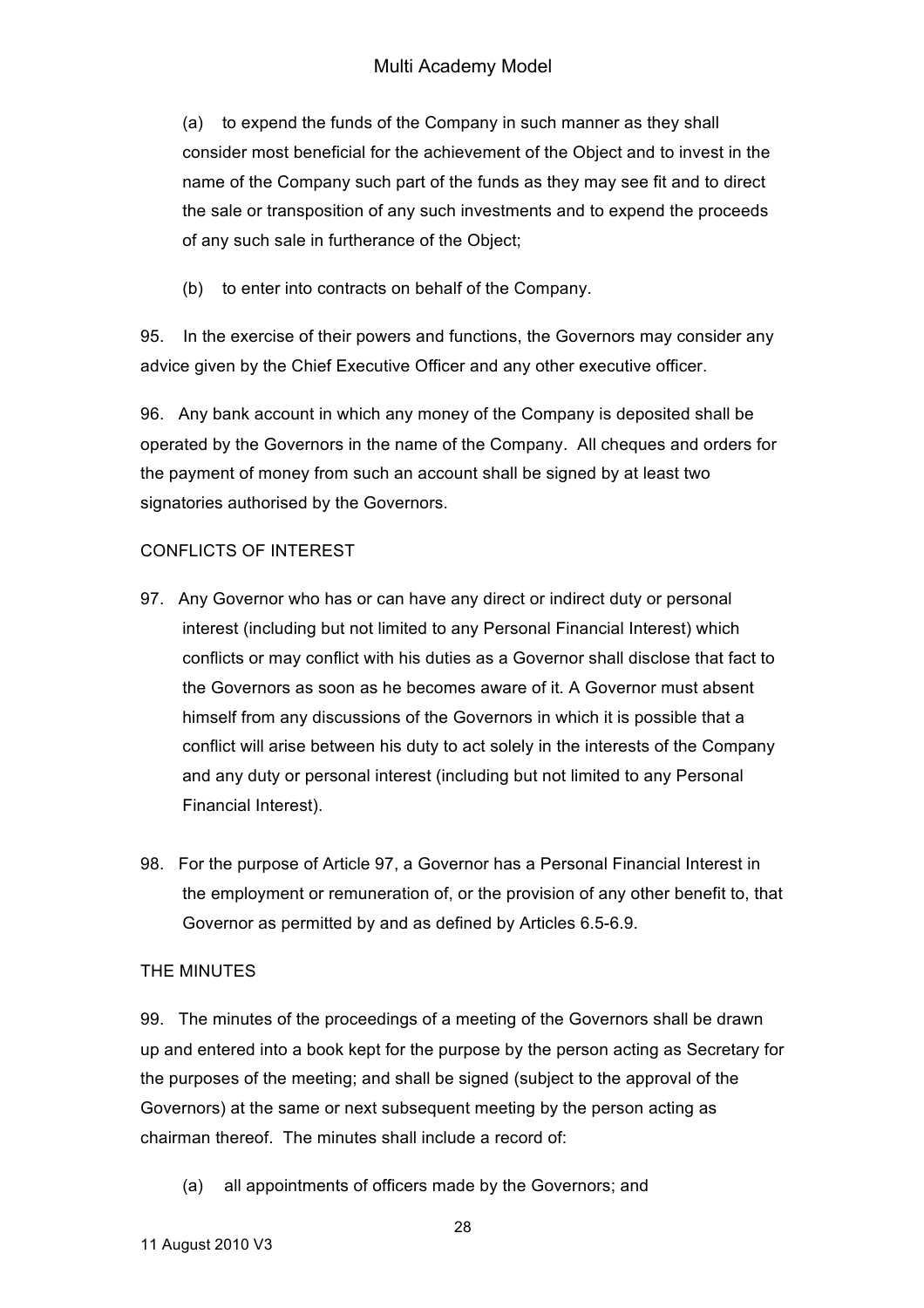(a) to expend the funds of the Company in such manner as they shall consider most beneficial for the achievement of the Object and to invest in the name of the Company such part of the funds as they may see fit and to direct the sale or transposition of any such investments and to expend the proceeds of any such sale in furtherance of the Object;

(b) to enter into contracts on behalf of the Company.

95. In the exercise of their powers and functions, the Governors may consider any advice given by the Chief Executive Officer and any other executive officer.

96. Any bank account in which any money of the Company is deposited shall be operated by the Governors in the name of the Company. All cheques and orders for the payment of money from such an account shall be signed by at least two signatories authorised by the Governors.

CONFLICTS OF INTEREST

97. Any Governor who has or can have any direct or indirect duty or personal interest (including but not limited to any Personal Financial Interest) which conflicts or may conflict with his duties as a Governor shall disclose that fact to the Governors as soon as he becomes aware of it. A Governor must absent himself from any discussions of the Governors in which it is possible that a conflict will arise between his duty to act solely in the interests of the Company and any duty or personal interest (including but not limited to any Personal Financial Interest).

98. For the purpose of Article 97, a Governor has a Personal Financial Interest in the employment or remuneration of, or the provision of any other benefit to, that Governor as permitted by and as defined by Articles 6.5-6.9.

THE MINUTES

99. The minutes of the proceedings of a meeting of the Governors shall be drawn up and entered into a book kept for the purpose by the person acting as Secretary for the purposes of the meeting; and shall be signed (subject to the approval of the Governors) at the same or next subsequent meeting by the person acting as chairman thereof. The minutes shall include a record of:

(a) all appointments of officers made by the Governors; and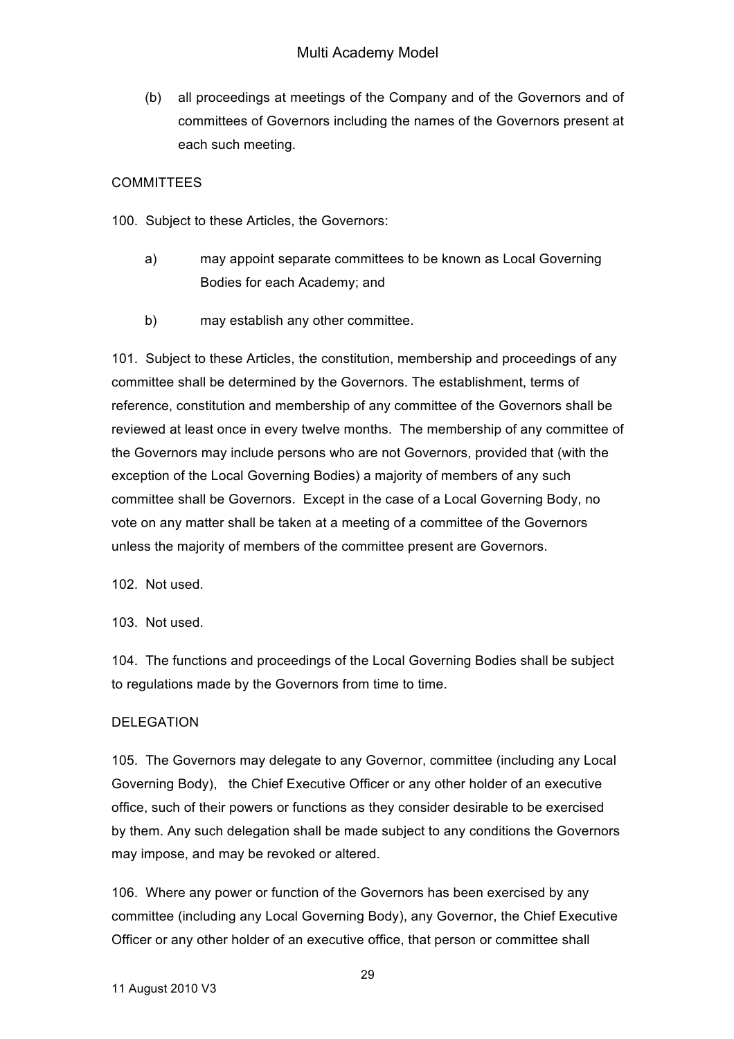(b) all proceedings at meetings of the Company and of the Governors and of committees of Governors including the names of the Governors present at each such meeting.

COMMITTEES

100. Subject to these Articles, the Governors:

a) may appoint separate committees to be known as Local Governing Bodies for each Academy; and

b) may establish any other committee.

101. Subject to these Articles, the constitution, membership and proceedings of any committee shall be determined by the Governors. The establishment, terms of reference, constitution and membership of any committee of the Governors shall be reviewed at least once in every twelve months. The membership of any committee of the Governors may include persons who are not Governors, provided that (with the exception of the Local Governing Bodies) a majority of members of any such committee shall be Governors. Except in the case of a Local Governing Body, no vote on any matter shall be taken at a meeting of a committee of the Governors unless the majority of members of the committee present are Governors.

102. Not used.

103. Not used.

104. The functions and proceedings of the Local Governing Bodies shall be subject to regulations made by the Governors from time to time.

DELEGATION

105. The Governors may delegate to any Governor, committee (including any Local Governing Body), the Chief Executive Officer or any other holder of an executive office, such of their powers or functions as they consider desirable to be exercised by them. Any such delegation shall be made subject to any conditions the Governors may impose, and may be revoked or altered.

106. Where any power or function of the Governors has been exercised by any committee (including any Local Governing Body), any Governor, the Chief Executive Officer or any other holder of an executive office, that person or committee shall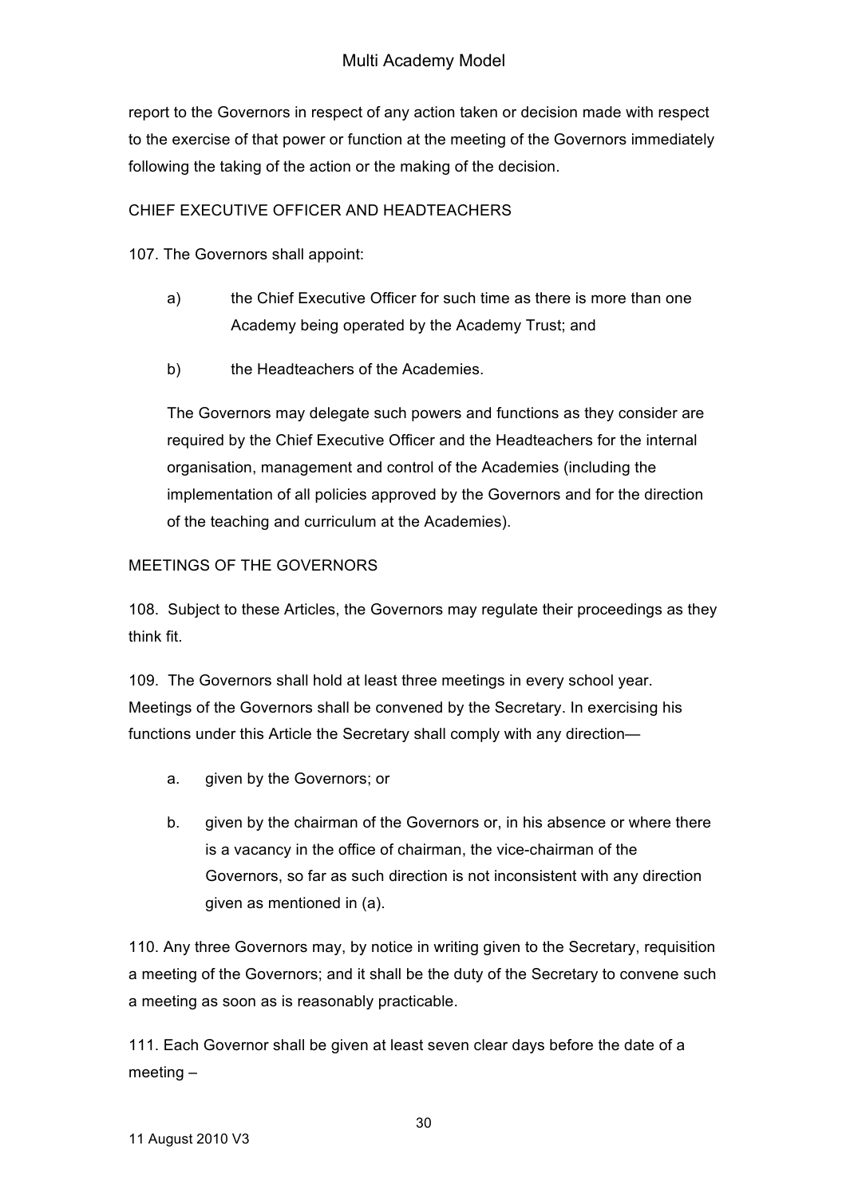report to the Governors in respect of any action taken or decision made with respect to the exercise of that power or function at the meeting of the Governors immediately following the taking of the action or the making of the decision.

CHIEF EXECUTIVE OFFICER AND HEADTEACHERS

107. The Governors shall appoint:

a) the Chief Executive Officer for such time as there is more than one Academy being operated by the Academy Trust; and

b) the Headteachers of the Academies.

The Governors may delegate such powers and functions as they consider are required by the Chief Executive Officer and the Headteachers for the internal organisation, management and control of the Academies (including the implementation of all policies approved by the Governors and for the direction of the teaching and curriculum at the Academies).

MEETINGS OF THE GOVERNORS

108. Subject to these Articles, the Governors may regulate their proceedings as they think fit.

109. The Governors shall hold at least three meetings in every school year. Meetings of the Governors shall be convened by the Secretary. In exercising his functions under this Article the Secretary shall comply with any direction—

a. given by the Governors; or

b. given by the chairman of the Governors or, in his absence or where there is a vacancy in the office of chairman, the vice-chairman of the Governors, so far as such direction is not inconsistent with any direction given as mentioned in (a).

110. Any three Governors may, by notice in writing given to the Secretary, requisition a meeting of the Governors; and it shall be the duty of the Secretary to convene such a meeting as soon as is reasonably practicable.

111. Each Governor shall be given at least seven clear days before the date of a meeting –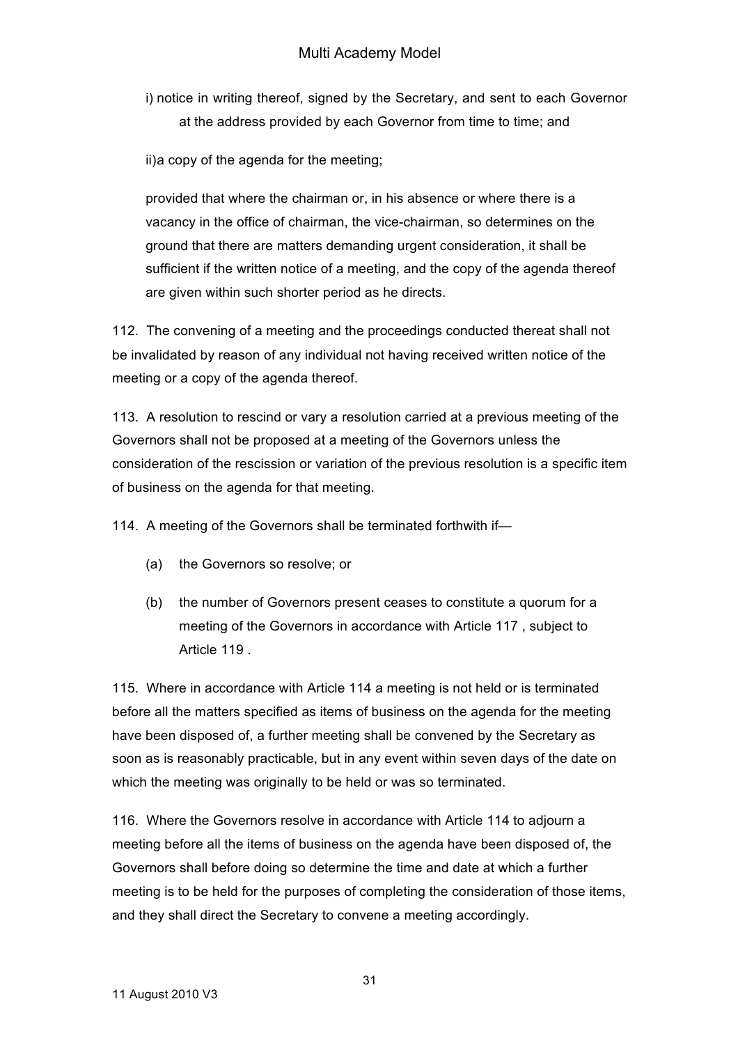i) notice in writing thereof, signed by the Secretary, and sent to each Governor at the address provided by each Governor from time to time; and

ii)a copy of the agenda for the meeting;

provided that where the chairman or, in his absence or where there is a vacancy in the office of chairman, the vice-chairman, so determines on the ground that there are matters demanding urgent consideration, it shall be sufficient if the written notice of a meeting, and the copy of the agenda thereof are given within such shorter period as he directs.

112. The convening of a meeting and the proceedings conducted thereat shall not be invalidated by reason of any individual not having received written notice of the meeting or a copy of the agenda thereof.

113. A resolution to rescind or vary a resolution carried at a previous meeting of the Governors shall not be proposed at a meeting of the Governors unless the consideration of the rescission or variation of the previous resolution is a specific item of business on the agenda for that meeting.

114. A meeting of the Governors shall be terminated forthwith if—

(a) the Governors so resolve; or

(b) the number of Governors present ceases to constitute a quorum for a meeting of the Governors in accordance with Article 117 , subject to Article 119 .

115. Where in accordance with Article 114 a meeting is not held or is terminated before all the matters specified as items of business on the agenda for the meeting have been disposed of, a further meeting shall be convened by the Secretary as soon as is reasonably practicable, but in any event within seven days of the date on which the meeting was originally to be held or was so terminated.

116. Where the Governors resolve in accordance with Article 114 to adjourn a meeting before all the items of business on the agenda have been disposed of, the Governors shall before doing so determine the time and date at which a further meeting is to be held for the purposes of completing the consideration of those items, and they shall direct the Secretary to convene a meeting accordingly.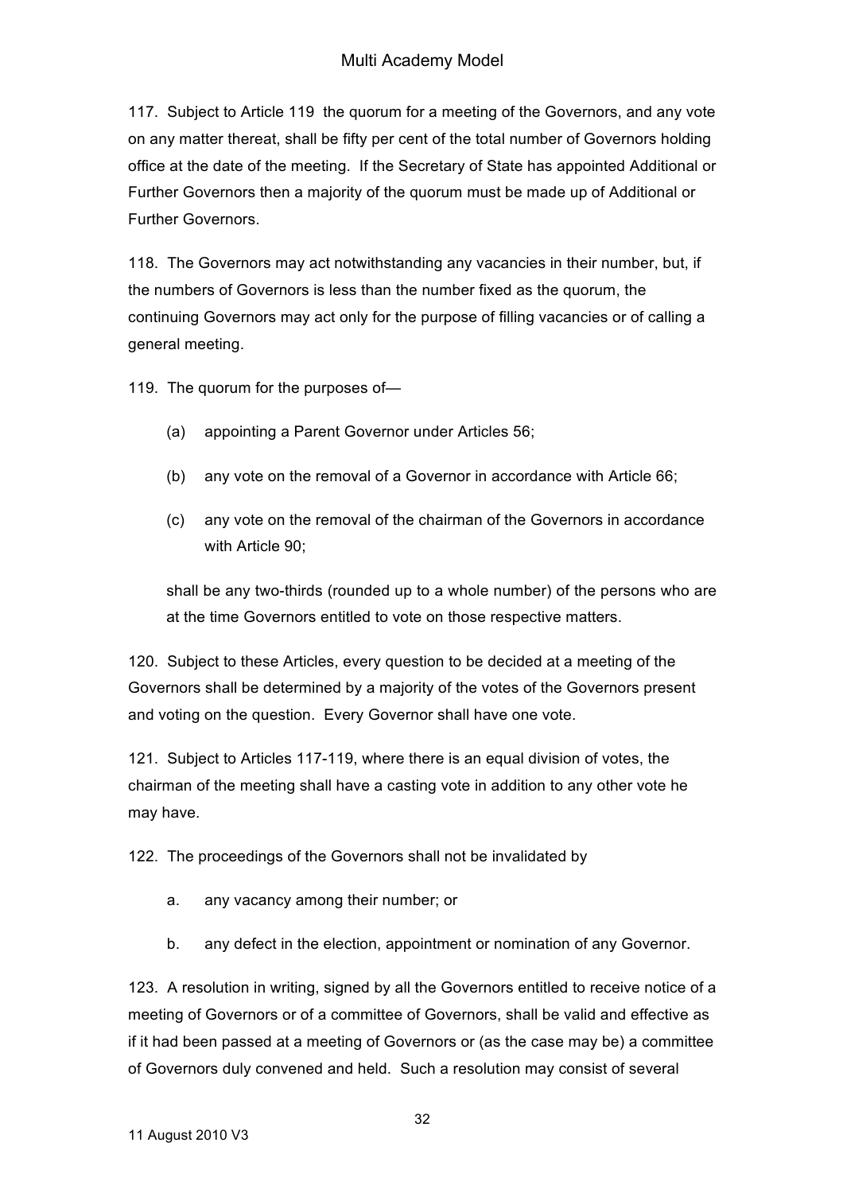117. Subject to Article 119 the quorum for a meeting of the Governors, and any vote on any matter thereat, shall be fifty per cent of the total number of Governors holding office at the date of the meeting. If the Secretary of State has appointed Additional or Further Governors then a majority of the quorum must be made up of Additional or Further Governors.

118. The Governors may act notwithstanding any vacancies in their number, but, if the numbers of Governors is less than the number fixed as the quorum, the continuing Governors may act only for the purpose of filling vacancies or of calling a general meeting.

119. The quorum for the purposes of—

(a) appointing a Parent Governor under Articles 56;

(b) any vote on the removal of a Governor in accordance with Article 66;

(c) any vote on the removal of the chairman of the Governors in accordance with Article 90;

shall be any two-thirds (rounded up to a whole number) of the persons who are at the time Governors entitled to vote on those respective matters.

120. Subject to these Articles, every question to be decided at a meeting of the Governors shall be determined by a majority of the votes of the Governors present and voting on the question. Every Governor shall have one vote.

121. Subject to Articles 117-119, where there is an equal division of votes, the chairman of the meeting shall have a casting vote in addition to any other vote he may have.

122. The proceedings of the Governors shall not be invalidated by

a. any vacancy among their number; or

b. any defect in the election, appointment or nomination of any Governor.

123. A resolution in writing, signed by all the Governors entitled to receive notice of a meeting of Governors or of a committee of Governors, shall be valid and effective as if it had been passed at a meeting of Governors or (as the case may be) a committee of Governors duly convened and held. Such a resolution may consist of several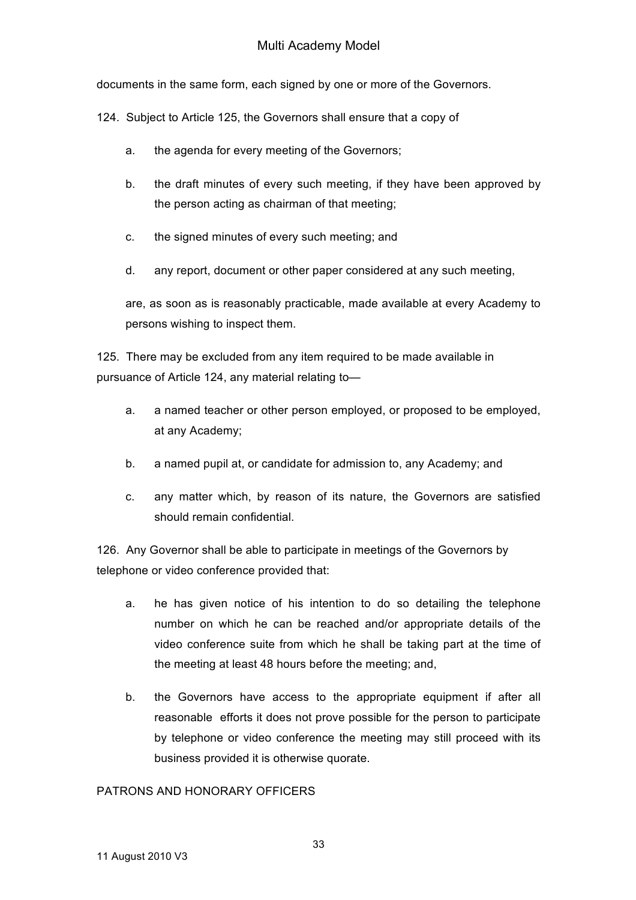documents in the same form, each signed by one or more of the Governors.

124. Subject to Article 125, the Governors shall ensure that a copy of

a. the agenda for every meeting of the Governors;

b. the draft minutes of every such meeting, if they have been approved by the person acting as chairman of that meeting;

c. the signed minutes of every such meeting; and

d. any report, document or other paper considered at any such meeting,

are, as soon as is reasonably practicable, made available at every Academy to persons wishing to inspect them.

125. There may be excluded from any item required to be made available in pursuance of Article 124, any material relating to—

a. a named teacher or other person employed, or proposed to be employed, at any Academy;

b. a named pupil at, or candidate for admission to, any Academy; and

c. any matter which, by reason of its nature, the Governors are satisfied should remain confidential.

126. Any Governor shall be able to participate in meetings of the Governors by telephone or video conference provided that:

a. he has given notice of his intention to do so detailing the telephone number on which he can be reached and/or appropriate details of the video conference suite from which he shall be taking part at the time of the meeting at least 48 hours before the meeting; and,

b. the Governors have access to the appropriate equipment if after all reasonable efforts it does not prove possible for the person to participate by telephone or video conference the meeting may still proceed with its business provided it is otherwise quorate.

PATRONS AND HONORARY OFFICERS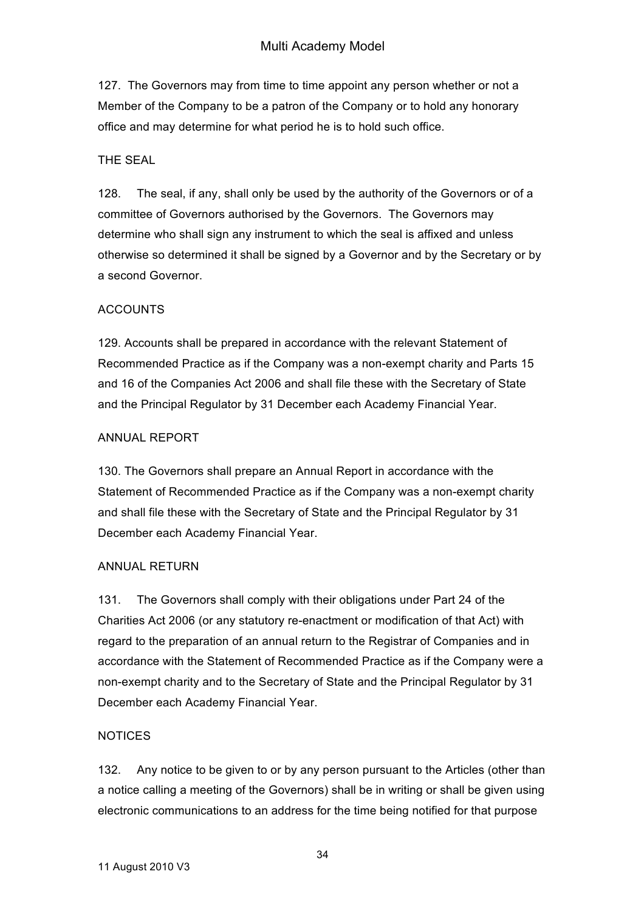127. The Governors may from time to time appoint any person whether or not a Member of the Company to be a patron of the Company or to hold any honorary office and may determine for what period he is to hold such office.

## THE SEAL

128. The seal, if any, shall only be used by the authority of the Governors or of a committee of Governors authorised by the Governors. The Governors may determine who shall sign any instrument to which the seal is affixed and unless otherwise so determined it shall be signed by a Governor and by the Secretary or by a second Governor.

## ACCOUNTS

129. Accounts shall be prepared in accordance with the relevant Statement of Recommended Practice as if the Company was a non-exempt charity and Parts 15 and 16 of the Companies Act 2006 and shall file these with the Secretary of State and the Principal Regulator by 31 December each Academy Financial Year.

## ANNUAL REPORT

130. The Governors shall prepare an Annual Report in accordance with the Statement of Recommended Practice as if the Company was a non-exempt charity and shall file these with the Secretary of State and the Principal Regulator by 31 December each Academy Financial Year.

## ANNUAL RETURN

131. The Governors shall comply with their obligations under Part 24 of the Charities Act 2006 (or any statutory re-enactment or modification of that Act) with regard to the preparation of an annual return to the Registrar of Companies and in accordance with the Statement of Recommended Practice as if the Company were a non-exempt charity and to the Secretary of State and the Principal Regulator by 31 December each Academy Financial Year.

## NOTICES

132. Any notice to be given to or by any person pursuant to the Articles (other than a notice calling a meeting of the Governors) shall be in writing or shall be given using electronic communications to an address for the time being notified for that purpose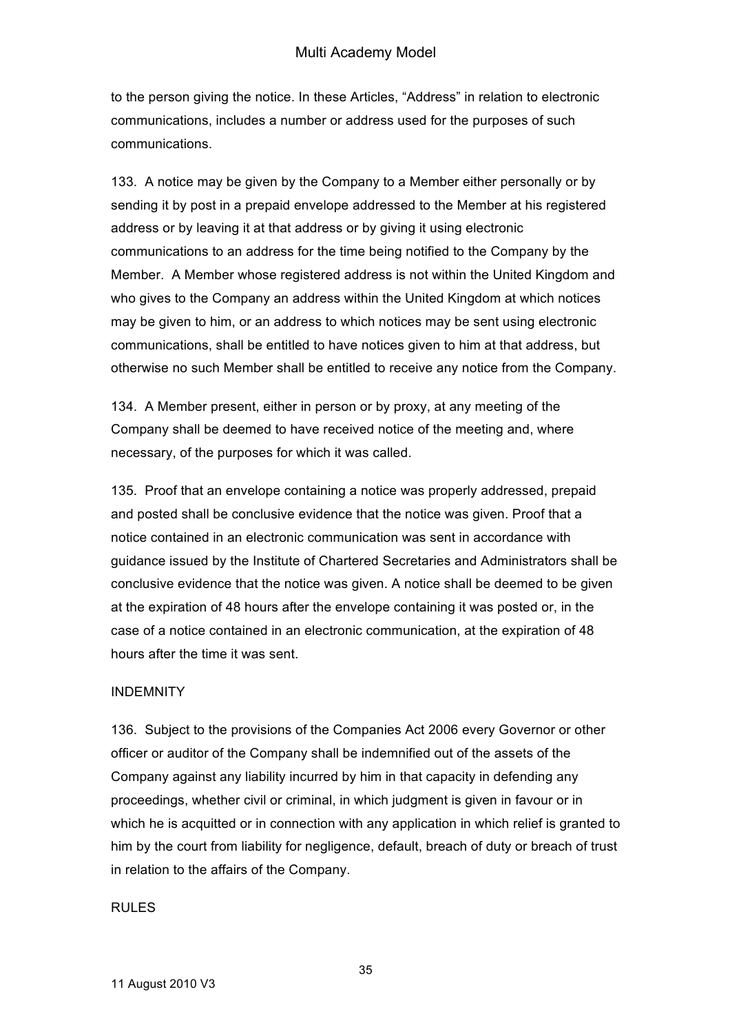to the person giving the notice. In these Articles, “Address” in relation to electronic communications, includes a number or address used for the purposes of such communications.

133. A notice may be given by the Company to a Member either personally or by sending it by post in a prepaid envelope addressed to the Member at his registered address or by leaving it at that address or by giving it using electronic communications to an address for the time being notified to the Company by the Member. A Member whose registered address is not within the United Kingdom and who gives to the Company an address within the United Kingdom at which notices may be given to him, or an address to which notices may be sent using electronic communications, shall be entitled to have notices given to him at that address, but otherwise no such Member shall be entitled to receive any notice from the Company.

134. A Member present, either in person or by proxy, at any meeting of the Company shall be deemed to have received notice of the meeting and, where necessary, of the purposes for which it was called.

135. Proof that an envelope containing a notice was properly addressed, prepaid and posted shall be conclusive evidence that the notice was given. Proof that a notice contained in an electronic communication was sent in accordance with guidance issued by the Institute of Chartered Secretaries and Administrators shall be conclusive evidence that the notice was given. A notice shall be deemed to be given at the expiration of 48 hours after the envelope containing it was posted or, in the case of a notice contained in an electronic communication, at the expiration of 48 hours after the time it was sent.

## INDEMNITY

136. Subject to the provisions of the Companies Act 2006 every Governor or other officer or auditor of the Company shall be indemnified out of the assets of the Company against any liability incurred by him in that capacity in defending any proceedings, whether civil or criminal, in which judgment is given in favour or in which he is acquitted or in connection with any application in which relief is granted to him by the court from liability for negligence, default, breach of duty or breach of trust in relation to the affairs of the Company.

## RULES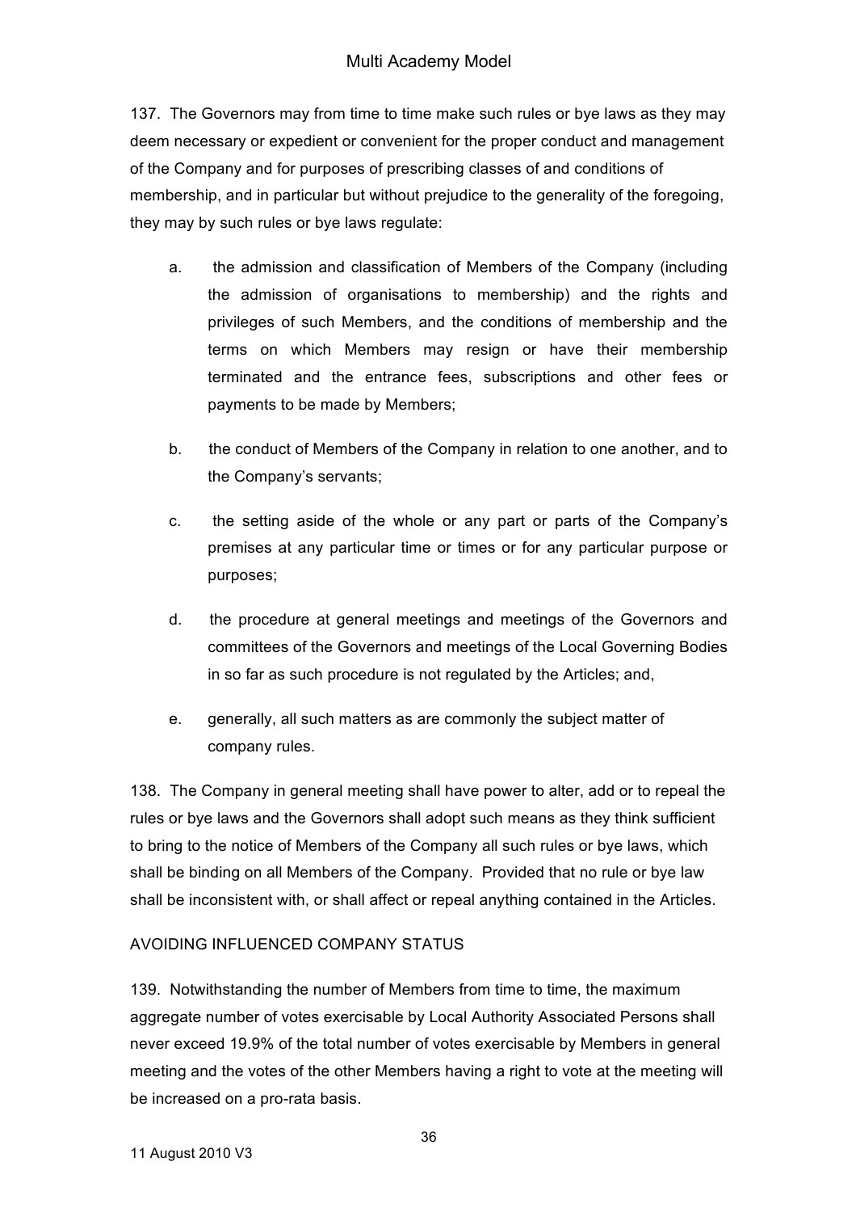137. The Governors may from time to time make such rules or bye laws as they may deem necessary or expedient or convenient for the proper conduct and management of the Company and for purposes of prescribing classes of and conditions of membership, and in particular but without prejudice to the generality of the foregoing, they may by such rules or bye laws regulate:

a. the admission and classification of Members of the Company (including the admission of organisations to membership) and the rights and privileges of such Members, and the conditions of membership and the terms on which Members may resign or have their membership terminated and the entrance fees, subscriptions and other fees or payments to be made by Members;

b. the conduct of Members of the Company in relation to one another, and to the Company's servants;

c. the setting aside of the whole or any part or parts of the Company's premises at any particular time or times or for any particular purpose or purposes;

d. the procedure at general meetings and meetings of the Governors and committees of the Governors and meetings of the Local Governing Bodies in so far as such procedure is not regulated by the Articles; and,

e. generally, all such matters as are commonly the subject matter of company rules.

138. The Company in general meeting shall have power to alter, add or to repeal the rules or bye laws and the Governors shall adopt such means as they think sufficient to bring to the notice of Members of the Company all such rules or bye laws, which shall be binding on all Members of the Company. Provided that no rule or bye law shall be inconsistent with, or shall affect or repeal anything contained in the Articles.

AVOIDING INFLUENCED COMPANY STATUS

139. Notwithstanding the number of Members from time to time, the maximum aggregate number of votes exercisable by Local Authority Associated Persons shall never exceed 19.9% of the total number of votes exercisable by Members in general meeting and the votes of the other Members having a right to vote at the meeting will be increased on a pro-rata basis.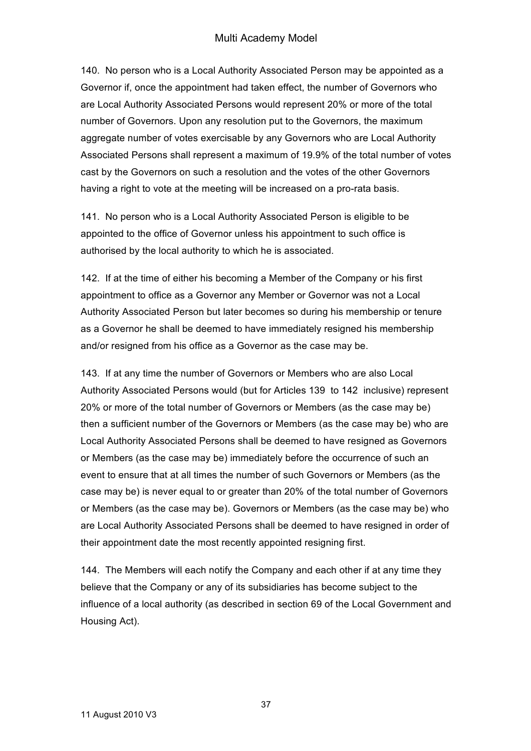140. No person who is a Local Authority Associated Person may be appointed as a Governor if, once the appointment had taken effect, the number of Governors who are Local Authority Associated Persons would represent 20% or more of the total number of Governors. Upon any resolution put to the Governors, the maximum aggregate number of votes exercisable by any Governors who are Local Authority Associated Persons shall represent a maximum of 19.9% of the total number of votes cast by the Governors on such a resolution and the votes of the other Governors having a right to vote at the meeting will be increased on a pro-rata basis.

141. No person who is a Local Authority Associated Person is eligible to be appointed to the office of Governor unless his appointment to such office is authorised by the local authority to which he is associated.

142. If at the time of either his becoming a Member of the Company or his first appointment to office as a Governor any Member or Governor was not a Local Authority Associated Person but later becomes so during his membership or tenure as a Governor he shall be deemed to have immediately resigned his membership and/or resigned from his office as a Governor as the case may be.

143. If at any time the number of Governors or Members who are also Local Authority Associated Persons would (but for Articles 139 to 142 inclusive) represent 20% or more of the total number of Governors or Members (as the case may be) then a sufficient number of the Governors or Members (as the case may be) who are Local Authority Associated Persons shall be deemed to have resigned as Governors or Members (as the case may be) immediately before the occurrence of such an event to ensure that at all times the number of such Governors or Members (as the case may be) is never equal to or greater than 20% of the total number of Governors or Members (as the case may be). Governors or Members (as the case may be) who are Local Authority Associated Persons shall be deemed to have resigned in order of their appointment date the most recently appointed resigning first.

144. The Members will each notify the Company and each other if at any time they believe that the Company or any of its subsidiaries has become subject to the influence of a local authority (as described in section 69 of the Local Government and Housing Act).